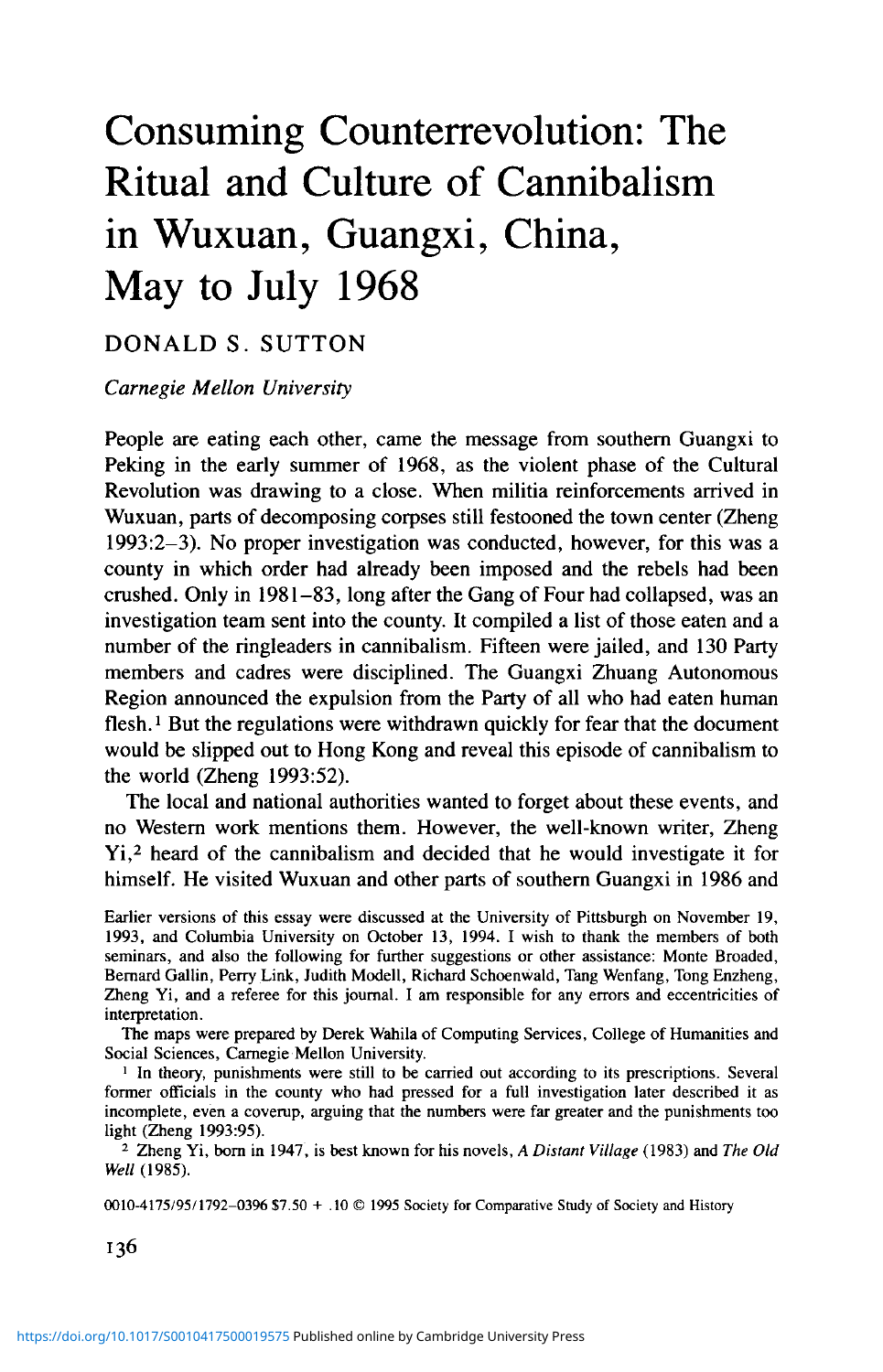# Consuming Counterrevolution: The Ritual and Culture of Cannibalism in Wuxuan, Guangxi, China, May to July 1968

DONALD S. SUTTON

*Carnegie Mellon University*

People are eating each other, came the message from southern Guangxi to Peking in the early summer of 1968, as the violent phase of the Cultural Revolution was drawing to a close. When militia reinforcements arrived in Wuxuan, parts of decomposing corpses still festooned the town center (Zheng 1993:2–3). No proper investigation was conducted, however, for this was a county in which order had already been imposed and the rebels had been crushed. Only in 1981–83, long after the Gang of Four had collapsed, was an investigation team sent into the county. It compiled a list of those eaten and a number of the ringleaders in cannibalism. Fifteen were jailed, and 130 Party members and cadres were disciplined. The Guangxi Zhuang Autonomous Region announced the expulsion from the Party of all who had eaten human flesh.[1] But the regulations were withdrawn quickly for fear that the document would be slipped out to Hong Kong and reveal this episode of cannibalism to the world (Zheng 1993:52).

The local and national authorities wanted to forget about these events, and no Western work mentions them. However, the well-known writer, Zheng Yi,[2] heard of the cannibalism and decided that he would investigate it for himself. He visited Wuxuan and other parts of southern Guangxi in 1986 and

Earlier versions of this essay were discussed at the University of Pittsburgh on November 19, 1993, and Columbia University on October 13, 1994. I wish to thank the members of both seminars, and also the following for further suggestions or other assistance: Monte Broaded, Bernard Gallin, Perry Link, Judith Modell, Richard Schoenwald, Tang Wenfang, Tong Enzheng, Zheng Yi, and a referee for this journal. I am responsible for any errors and eccentricities of interpretation.

The maps were prepared by Derek Wahila of Computing Services, College of Humanities and Social Sciences, Carnegie Mellon University.

[1] In theory, punishments were still to be carried out according to its prescriptions. Several former officials in the county who had pressed for a full investigation later described it as incomplete, even a coverup, arguing that the numbers were far greater and the punishments too light (Zheng 1993:95).

[2] Zheng Yi, born in 1947, is best known for his novels, *A Distant Village* (1983) and *The Old Well* (1985).

0010-4175/95/1792–0396 $7.50 + .10 © 1995 Society for Comparative Study of Society and History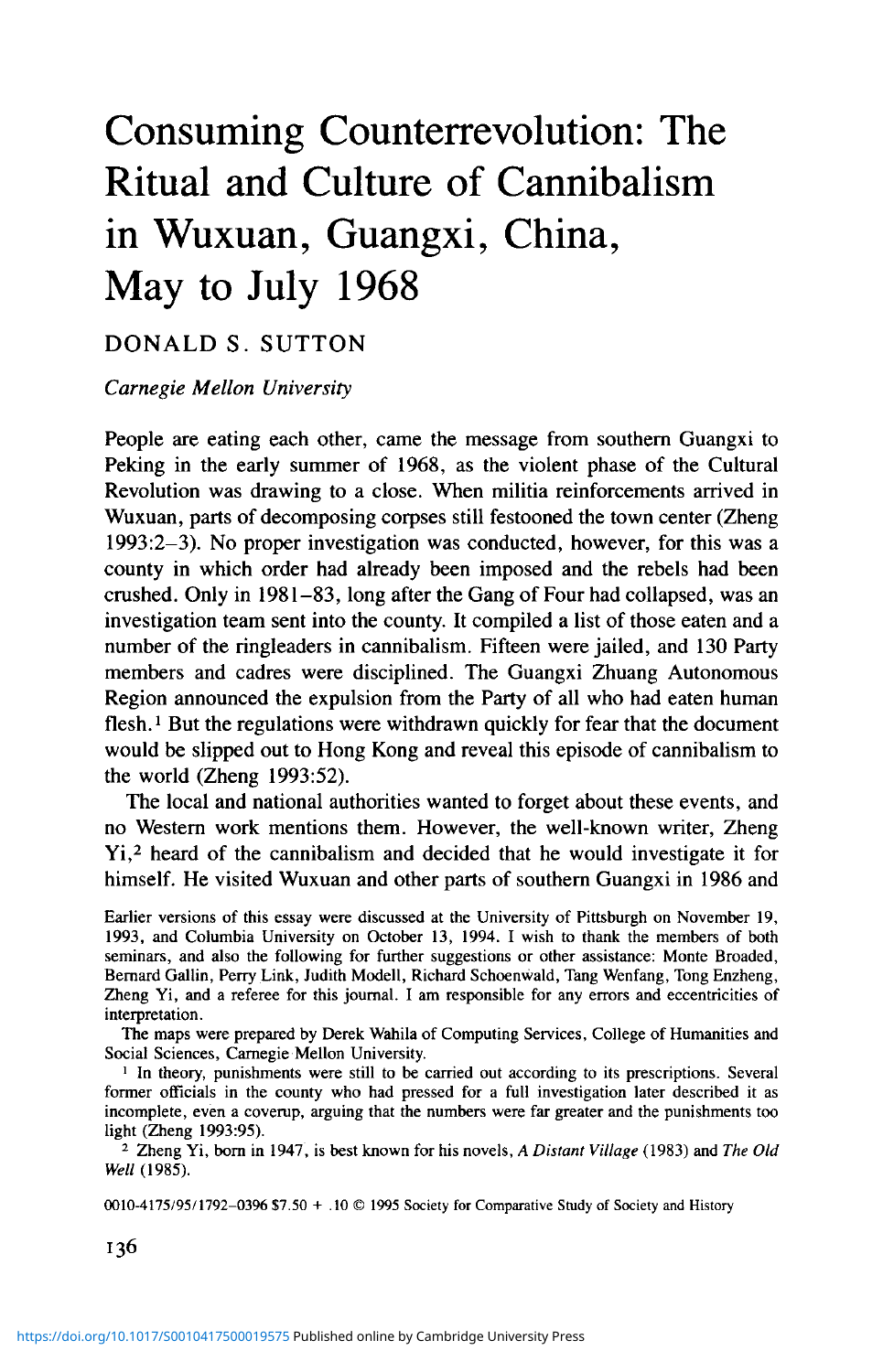# Consuming Counterrevolution: The Ritual and Culture of Cannibalism in Wuxuan, Guangxi, China, May to July 1968

DONALD S. SUTTON

*Carnegie Mellon University*

People are eating each other, came the message from southern Guangxi to Peking in the early summer of 1968, as the violent phase of the Cultural Revolution was drawing to a close. When militia reinforcements arrived in Wuxuan, parts of decomposing corpses still festooned the town center (Zheng 1993:2–3). No proper investigation was conducted, however, for this was a county in which order had already been imposed and the rebels had been crushed. Only in 1981–83, long after the Gang of Four had collapsed, was an investigation team sent into the county. It compiled a list of those eaten and a number of the ringleaders in cannibalism. Fifteen were jailed, and 130 Party members and cadres were disciplined. The Guangxi Zhuang Autonomous Region announced the expulsion from the Party of all who had eaten human flesh.[1] But the regulations were withdrawn quickly for fear that the document would be slipped out to Hong Kong and reveal this episode of cannibalism to the world (Zheng 1993:52).

The local and national authorities wanted to forget about these events, and no Western work mentions them. However, the well-known writer, Zheng Yi,[2] heard of the cannibalism and decided that he would investigate it for himself. He visited Wuxuan and other parts of southern Guangxi in 1986 and

Earlier versions of this essay were discussed at the University of Pittsburgh on November 19, 1993, and Columbia University on October 13, 1994. I wish to thank the members of both seminars, and also the following for further suggestions or other assistance: Monte Broaded, Bernard Gallin, Perry Link, Judith Modell, Richard Schoenwald, Tang Wenfang, Tong Enzheng, Zheng Yi, and a referee for this journal. I am responsible for any errors and eccentricities of interpretation.

The maps were prepared by Derek Wahila of Computing Services, College of Humanities and Social Sciences, Carnegie Mellon University.

[1] In theory, punishments were still to be carried out according to its prescriptions. Several former officials in the county who had pressed for a full investigation later described it as incomplete, even a coverup, arguing that the numbers were far greater and the punishments too light (Zheng 1993:95).

[2] Zheng Yi, born in 1947, is best known for his novels, *A Distant Village* (1983) and *The Old Well* (1985).

0010-4175/95/1792–0396 $7.50 + .10 © 1995 Society for Comparative Study of Society and History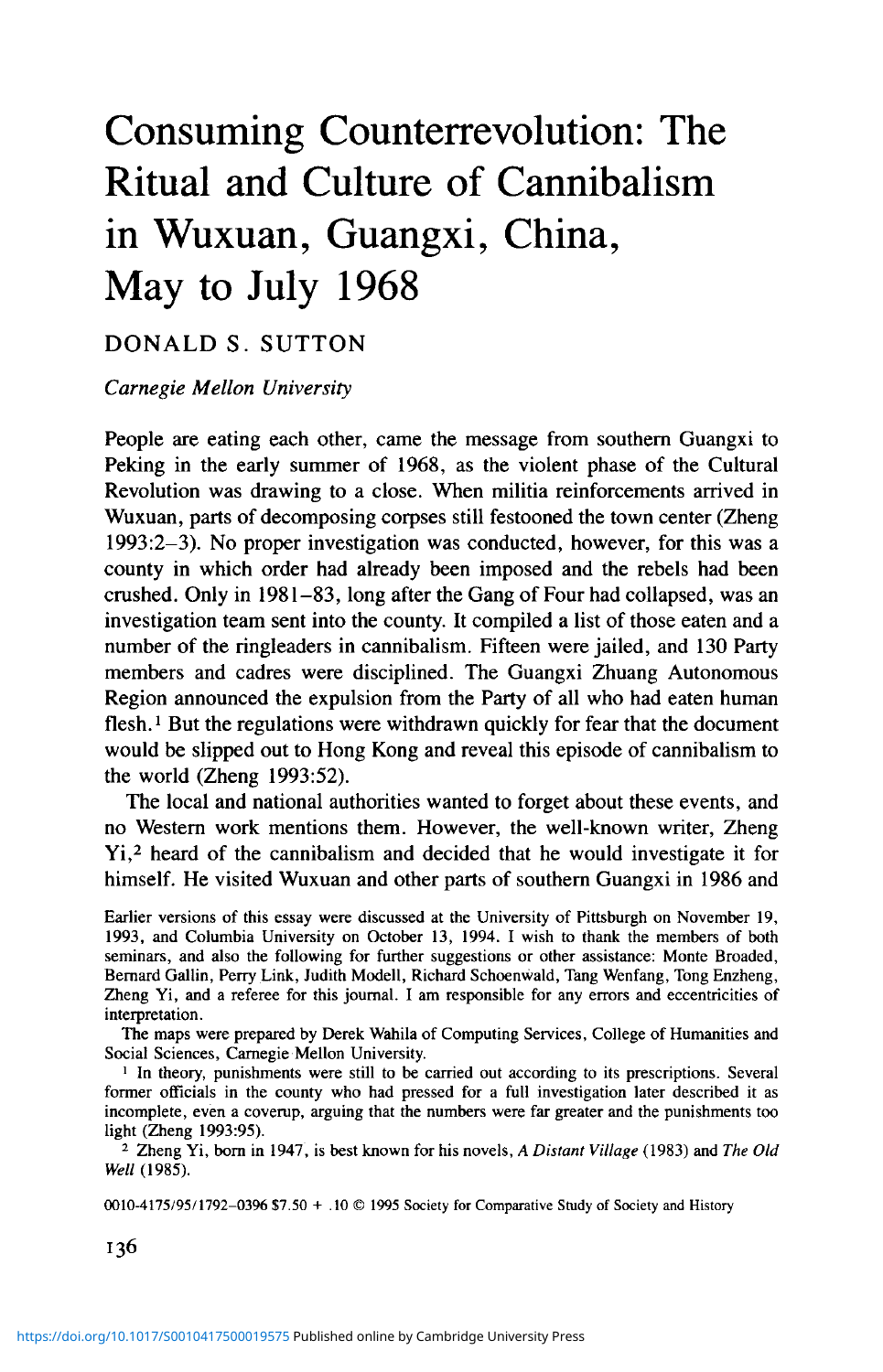# Consuming Counterrevolution: The Ritual and Culture of Cannibalism in Wuxuan, Guangxi, China, May to July 1968

DONALD S. SUTTON

*Carnegie Mellon University*

People are eating each other, came the message from southern Guangxi to Peking in the early summer of 1968, as the violent phase of the Cultural Revolution was drawing to a close. When militia reinforcements arrived in Wuxuan, parts of decomposing corpses still festooned the town center (Zheng 1993:2–3). No proper investigation was conducted, however, for this was a county in which order had already been imposed and the rebels had been crushed. Only in 1981–83, long after the Gang of Four had collapsed, was an investigation team sent into the county. It compiled a list of those eaten and a number of the ringleaders in cannibalism. Fifteen were jailed, and 130 Party members and cadres were disciplined. The Guangxi Zhuang Autonomous Region announced the expulsion from the Party of all who had eaten human flesh.[1] But the regulations were withdrawn quickly for fear that the document would be slipped out to Hong Kong and reveal this episode of cannibalism to the world (Zheng 1993:52).

The local and national authorities wanted to forget about these events, and no Western work mentions them. However, the well-known writer, Zheng Yi,[2] heard of the cannibalism and decided that he would investigate it for himself. He visited Wuxuan and other parts of southern Guangxi in 1986 and

Earlier versions of this essay were discussed at the University of Pittsburgh on November 19, 1993, and Columbia University on October 13, 1994. I wish to thank the members of both seminars, and also the following for further suggestions or other assistance: Monte Broaded, Bernard Gallin, Perry Link, Judith Modell, Richard Schoenwald, Tang Wenfang, Tong Enzheng, Zheng Yi, and a referee for this journal. I am responsible for any errors and eccentricities of interpretation.

The maps were prepared by Derek Wahila of Computing Services, College of Humanities and Social Sciences, Carnegie Mellon University.

[1] In theory, punishments were still to be carried out according to its prescriptions. Several former officials in the county who had pressed for a full investigation later described it as incomplete, even a coverup, arguing that the numbers were far greater and the punishments too light (Zheng 1993:95).

[2] Zheng Yi, born in 1947, is best known for his novels, *A Distant Village* (1983) and *The Old Well* (1985).

0010-4175/95/1792–0396 $7.50 + .10 © 1995 Society for Comparative Study of Society and History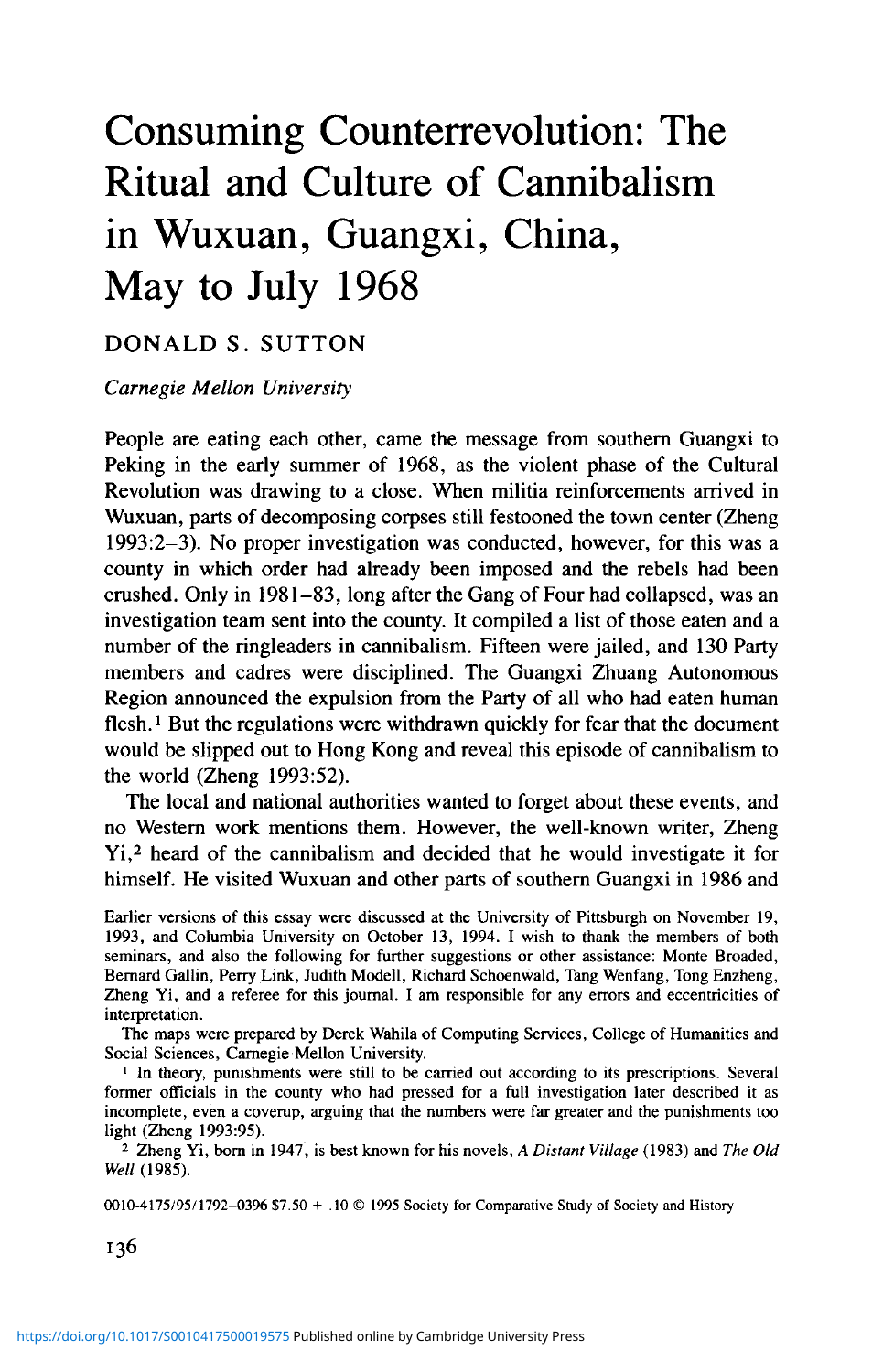# Consuming Counterrevolution: The Ritual and Culture of Cannibalism in Wuxuan, Guangxi, China, May to July 1968

DONALD S. SUTTON

*Carnegie Mellon University*

People are eating each other, came the message from southern Guangxi to Peking in the early summer of 1968, as the violent phase of the Cultural Revolution was drawing to a close. When militia reinforcements arrived in Wuxuan, parts of decomposing corpses still festooned the town center (Zheng 1993:2–3). No proper investigation was conducted, however, for this was a county in which order had already been imposed and the rebels had been crushed. Only in 1981–83, long after the Gang of Four had collapsed, was an investigation team sent into the county. It compiled a list of those eaten and a number of the ringleaders in cannibalism. Fifteen were jailed, and 130 Party members and cadres were disciplined. The Guangxi Zhuang Autonomous Region announced the expulsion from the Party of all who had eaten human flesh.[1] But the regulations were withdrawn quickly for fear that the document would be slipped out to Hong Kong and reveal this episode of cannibalism to the world (Zheng 1993:52).

The local and national authorities wanted to forget about these events, and no Western work mentions them. However, the well-known writer, Zheng Yi,[2] heard of the cannibalism and decided that he would investigate it for himself. He visited Wuxuan and other parts of southern Guangxi in 1986 and

Earlier versions of this essay were discussed at the University of Pittsburgh on November 19, 1993, and Columbia University on October 13, 1994. I wish to thank the members of both seminars, and also the following for further suggestions or other assistance: Monte Broaded, Bernard Gallin, Perry Link, Judith Modell, Richard Schoenwald, Tang Wenfang, Tong Enzheng, Zheng Yi, and a referee for this journal. I am responsible for any errors and eccentricities of interpretation.

The maps were prepared by Derek Wahila of Computing Services, College of Humanities and Social Sciences, Carnegie Mellon University.

[1] In theory, punishments were still to be carried out according to its prescriptions. Several former officials in the county who had pressed for a full investigation later described it as incomplete, even a coverup, arguing that the numbers were far greater and the punishments too light (Zheng 1993:95).

[2] Zheng Yi, born in 1947, is best known for his novels, *A Distant Village* (1983) and *The Old Well* (1985).

0010-4175/95/1792–0396 $7.50 + .10 © 1995 Society for Comparative Study of Society and History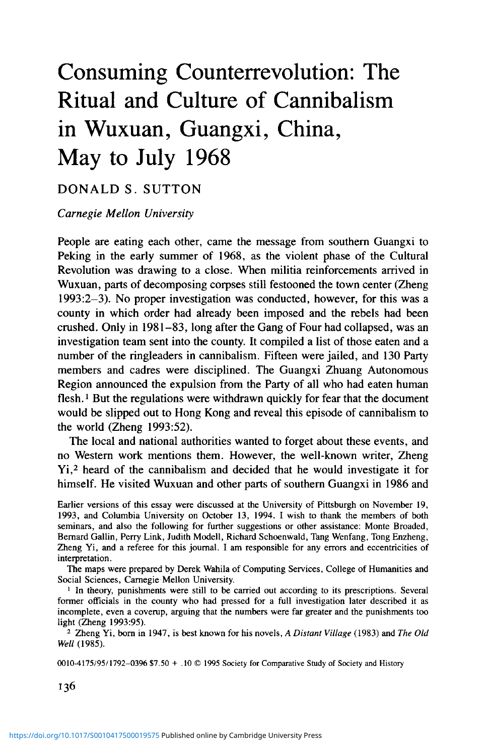# Consuming Counterrevolution: The Ritual and Culture of Cannibalism in Wuxuan, Guangxi, China, May to July 1968

DONALD S. SUTTON

*Carnegie Mellon University*

People are eating each other, came the message from southern Guangxi to Peking in the early summer of 1968, as the violent phase of the Cultural Revolution was drawing to a close. When militia reinforcements arrived in Wuxuan, parts of decomposing corpses still festooned the town center (Zheng 1993:2–3). No proper investigation was conducted, however, for this was a county in which order had already been imposed and the rebels had been crushed. Only in 1981–83, long after the Gang of Four had collapsed, was an investigation team sent into the county. It compiled a list of those eaten and a number of the ringleaders in cannibalism. Fifteen were jailed, and 130 Party members and cadres were disciplined. The Guangxi Zhuang Autonomous Region announced the expulsion from the Party of all who had eaten human flesh.[1] But the regulations were withdrawn quickly for fear that the document would be slipped out to Hong Kong and reveal this episode of cannibalism to the world (Zheng 1993:52).

The local and national authorities wanted to forget about these events, and no Western work mentions them. However, the well-known writer, Zheng Yi,[2] heard of the cannibalism and decided that he would investigate it for himself. He visited Wuxuan and other parts of southern Guangxi in 1986 and

Earlier versions of this essay were discussed at the University of Pittsburgh on November 19, 1993, and Columbia University on October 13, 1994. I wish to thank the members of both seminars, and also the following for further suggestions or other assistance: Monte Broaded, Bernard Gallin, Perry Link, Judith Modell, Richard Schoenwald, Tang Wenfang, Tong Enzheng, Zheng Yi, and a referee for this journal. I am responsible for any errors and eccentricities of interpretation.

The maps were prepared by Derek Wahila of Computing Services, College of Humanities and Social Sciences, Carnegie Mellon University.

[1] In theory, punishments were still to be carried out according to its prescriptions. Several former officials in the county who had pressed for a full investigation later described it as incomplete, even a coverup, arguing that the numbers were far greater and the punishments too light (Zheng 1993:95).

[2] Zheng Yi, born in 1947, is best known for his novels, *A Distant Village* (1983) and *The Old Well* (1985).

0010-4175/95/1792–0396 $7.50 + .10 © 1995 Society for Comparative Study of Society and History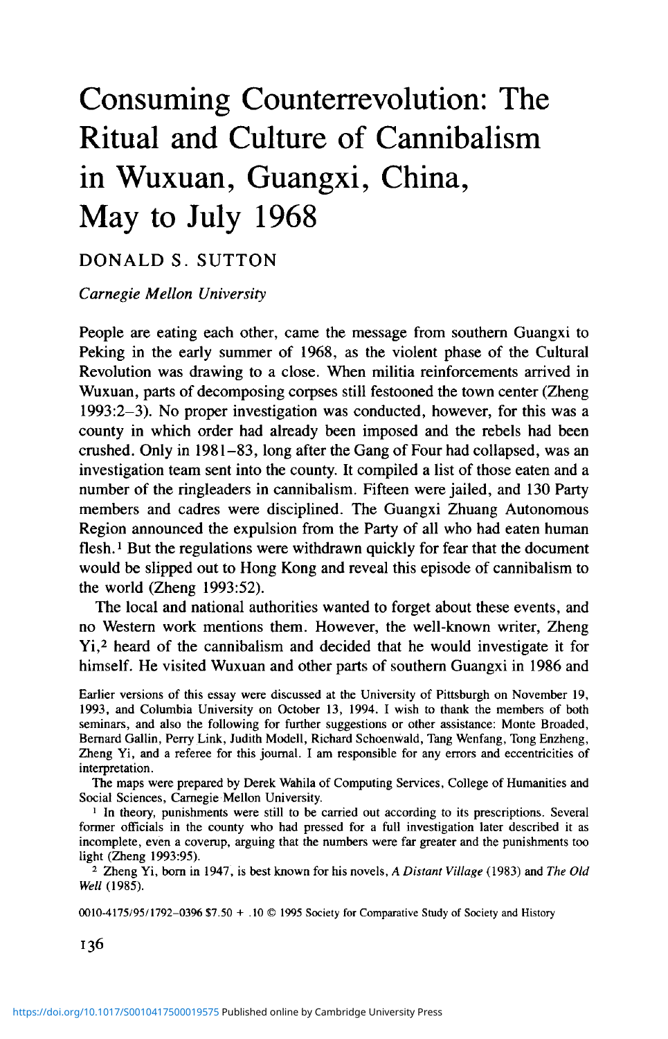# Consuming Counterrevolution: The Ritual and Culture of Cannibalism in Wuxuan, Guangxi, China, May to July 1968

DONALD S. SUTTON

*Carnegie Mellon University*

People are eating each other, came the message from southern Guangxi to Peking in the early summer of 1968, as the violent phase of the Cultural Revolution was drawing to a close. When militia reinforcements arrived in Wuxuan, parts of decomposing corpses still festooned the town center (Zheng 1993:2–3). No proper investigation was conducted, however, for this was a county in which order had already been imposed and the rebels had been crushed. Only in 1981–83, long after the Gang of Four had collapsed, was an investigation team sent into the county. It compiled a list of those eaten and a number of the ringleaders in cannibalism. Fifteen were jailed, and 130 Party members and cadres were disciplined. The Guangxi Zhuang Autonomous Region announced the expulsion from the Party of all who had eaten human flesh.[1] But the regulations were withdrawn quickly for fear that the document would be slipped out to Hong Kong and reveal this episode of cannibalism to the world (Zheng 1993:52).

The local and national authorities wanted to forget about these events, and no Western work mentions them. However, the well-known writer, Zheng Yi,[2] heard of the cannibalism and decided that he would investigate it for himself. He visited Wuxuan and other parts of southern Guangxi in 1986 and

Earlier versions of this essay were discussed at the University of Pittsburgh on November 19, 1993, and Columbia University on October 13, 1994. I wish to thank the members of both seminars, and also the following for further suggestions or other assistance: Monte Broaded, Bernard Gallin, Perry Link, Judith Modell, Richard Schoenwald, Tang Wenfang, Tong Enzheng, Zheng Yi, and a referee for this journal. I am responsible for any errors and eccentricities of interpretation.

The maps were prepared by Derek Wahila of Computing Services, College of Humanities and Social Sciences, Carnegie Mellon University.

[1] In theory, punishments were still to be carried out according to its prescriptions. Several former officials in the county who had pressed for a full investigation later described it as incomplete, even a coverup, arguing that the numbers were far greater and the punishments too light (Zheng 1993:95).

[2] Zheng Yi, born in 1947, is best known for his novels, *A Distant Village* (1983) and *The Old Well* (1985).

0010-4175/95/1792–0396 $7.50 + .10 © 1995 Society for Comparative Study of Society and History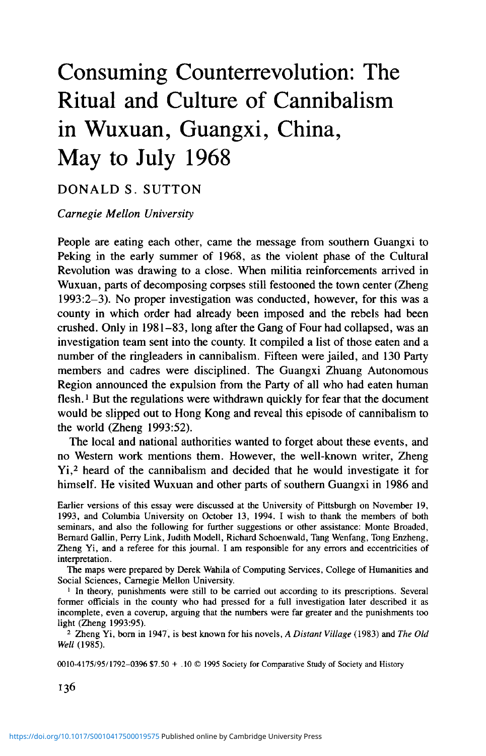# Consuming Counterrevolution: The Ritual and Culture of Cannibalism in Wuxuan, Guangxi, China, May to July 1968

DONALD S. SUTTON

*Carnegie Mellon University*

People are eating each other, came the message from southern Guangxi to Peking in the early summer of 1968, as the violent phase of the Cultural Revolution was drawing to a close. When militia reinforcements arrived in Wuxuan, parts of decomposing corpses still festooned the town center (Zheng 1993:2–3). No proper investigation was conducted, however, for this was a county in which order had already been imposed and the rebels had been crushed. Only in 1981–83, long after the Gang of Four had collapsed, was an investigation team sent into the county. It compiled a list of those eaten and a number of the ringleaders in cannibalism. Fifteen were jailed, and 130 Party members and cadres were disciplined. The Guangxi Zhuang Autonomous Region announced the expulsion from the Party of all who had eaten human flesh.[1] But the regulations were withdrawn quickly for fear that the document would be slipped out to Hong Kong and reveal this episode of cannibalism to the world (Zheng 1993:52).

The local and national authorities wanted to forget about these events, and no Western work mentions them. However, the well-known writer, Zheng Yi,[2] heard of the cannibalism and decided that he would investigate it for himself. He visited Wuxuan and other parts of southern Guangxi in 1986 and

Earlier versions of this essay were discussed at the University of Pittsburgh on November 19, 1993, and Columbia University on October 13, 1994. I wish to thank the members of both seminars, and also the following for further suggestions or other assistance: Monte Broaded, Bernard Gallin, Perry Link, Judith Modell, Richard Schoenwald, Tang Wenfang, Tong Enzheng, Zheng Yi, and a referee for this journal. I am responsible for any errors and eccentricities of interpretation.

The maps were prepared by Derek Wahila of Computing Services, College of Humanities and Social Sciences, Carnegie Mellon University.

[1] In theory, punishments were still to be carried out according to its prescriptions. Several former officials in the county who had pressed for a full investigation later described it as incomplete, even a coverup, arguing that the numbers were far greater and the punishments too light (Zheng 1993:95).

[2] Zheng Yi, born in 1947, is best known for his novels, *A Distant Village* (1983) and *The Old Well* (1985).

0010-4175/95/1792–0396 $7.50 + .10 © 1995 Society for Comparative Study of Society and History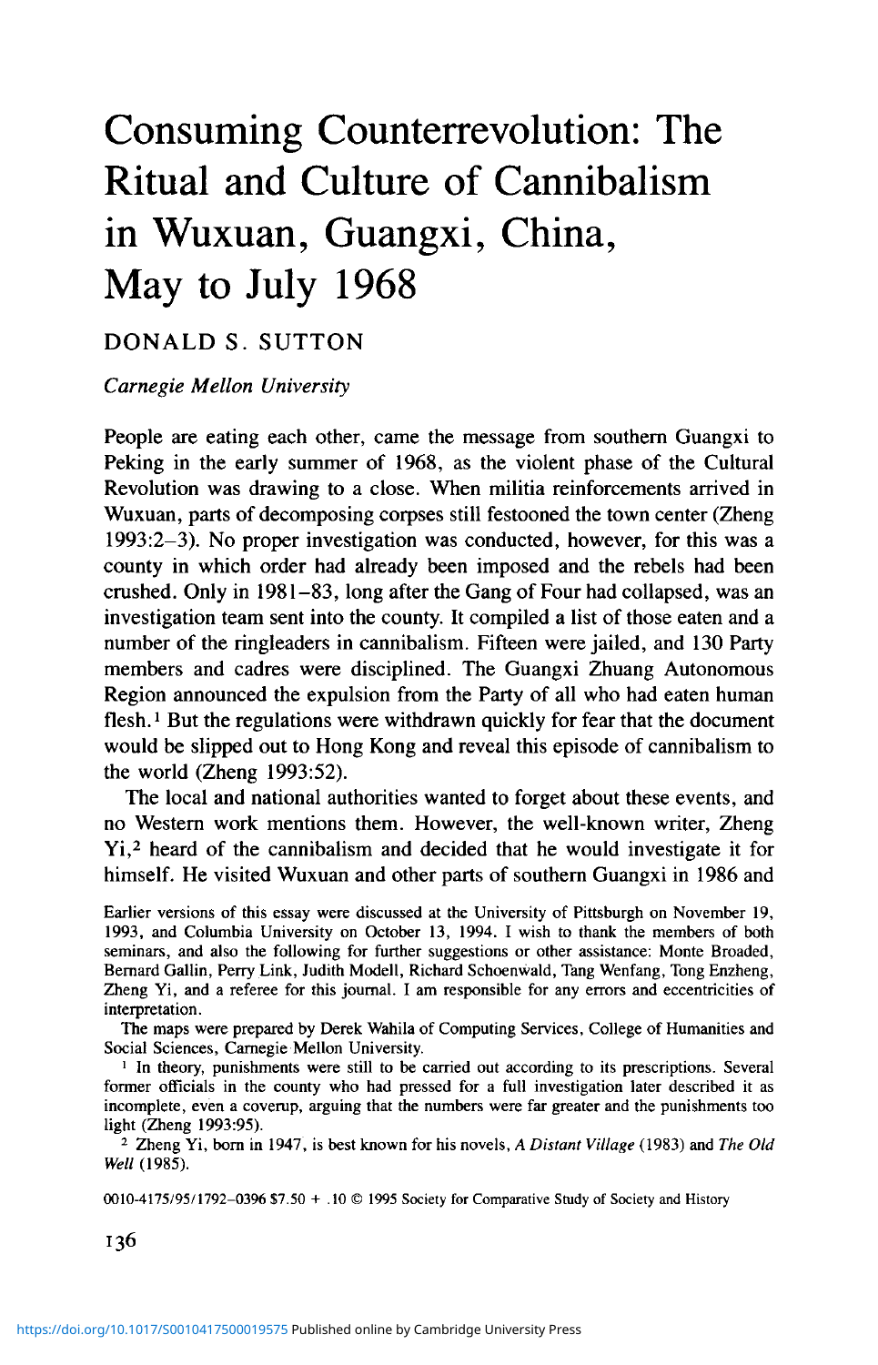# Consuming Counterrevolution: The Ritual and Culture of Cannibalism in Wuxuan, Guangxi, China, May to July 1968

DONALD S. SUTTON

*Carnegie Mellon University*

People are eating each other, came the message from southern Guangxi to Peking in the early summer of 1968, as the violent phase of the Cultural Revolution was drawing to a close. When militia reinforcements arrived in Wuxuan, parts of decomposing corpses still festooned the town center (Zheng 1993:2–3). No proper investigation was conducted, however, for this was a county in which order had already been imposed and the rebels had been crushed. Only in 1981–83, long after the Gang of Four had collapsed, was an investigation team sent into the county. It compiled a list of those eaten and a number of the ringleaders in cannibalism. Fifteen were jailed, and 130 Party members and cadres were disciplined. The Guangxi Zhuang Autonomous Region announced the expulsion from the Party of all who had eaten human flesh.[1] But the regulations were withdrawn quickly for fear that the document would be slipped out to Hong Kong and reveal this episode of cannibalism to the world (Zheng 1993:52).

The local and national authorities wanted to forget about these events, and no Western work mentions them. However, the well-known writer, Zheng Yi,[2] heard of the cannibalism and decided that he would investigate it for himself. He visited Wuxuan and other parts of southern Guangxi in 1986 and

Earlier versions of this essay were discussed at the University of Pittsburgh on November 19, 1993, and Columbia University on October 13, 1994. I wish to thank the members of both seminars, and also the following for further suggestions or other assistance: Monte Broaded, Bernard Gallin, Perry Link, Judith Modell, Richard Schoenwald, Tang Wenfang, Tong Enzheng, Zheng Yi, and a referee for this journal. I am responsible for any errors and eccentricities of interpretation.

The maps were prepared by Derek Wahila of Computing Services, College of Humanities and Social Sciences, Carnegie Mellon University.

[1] In theory, punishments were still to be carried out according to its prescriptions. Several former officials in the county who had pressed for a full investigation later described it as incomplete, even a coverup, arguing that the numbers were far greater and the punishments too light (Zheng 1993:95).

[2] Zheng Yi, born in 1947, is best known for his novels, *A Distant Village* (1983) and *The Old Well* (1985).

0010-4175/95/1792–0396 $7.50 + .10 © 1995 Society for Comparative Study of Society and History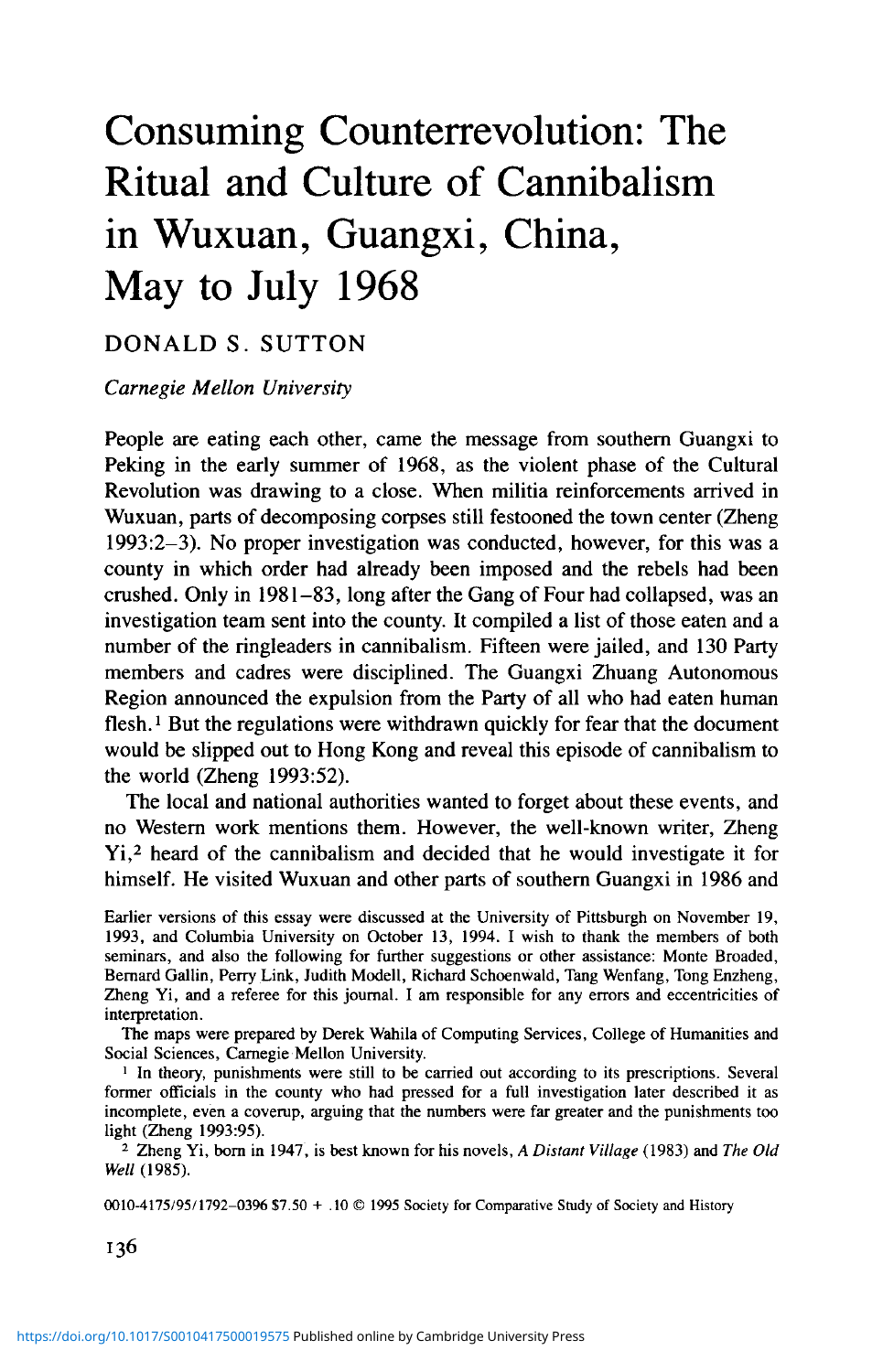# Consuming Counterrevolution: The Ritual and Culture of Cannibalism in Wuxuan, Guangxi, China, May to July 1968

DONALD S. SUTTON

*Carnegie Mellon University*

People are eating each other, came the message from southern Guangxi to Peking in the early summer of 1968, as the violent phase of the Cultural Revolution was drawing to a close. When militia reinforcements arrived in Wuxuan, parts of decomposing corpses still festooned the town center (Zheng 1993:2–3). No proper investigation was conducted, however, for this was a county in which order had already been imposed and the rebels had been crushed. Only in 1981–83, long after the Gang of Four had collapsed, was an investigation team sent into the county. It compiled a list of those eaten and a number of the ringleaders in cannibalism. Fifteen were jailed, and 130 Party members and cadres were disciplined. The Guangxi Zhuang Autonomous Region announced the expulsion from the Party of all who had eaten human flesh.[1] But the regulations were withdrawn quickly for fear that the document would be slipped out to Hong Kong and reveal this episode of cannibalism to the world (Zheng 1993:52).

The local and national authorities wanted to forget about these events, and no Western work mentions them. However, the well-known writer, Zheng Yi,[2] heard of the cannibalism and decided that he would investigate it for himself. He visited Wuxuan and other parts of southern Guangxi in 1986 and

Earlier versions of this essay were discussed at the University of Pittsburgh on November 19, 1993, and Columbia University on October 13, 1994. I wish to thank the members of both seminars, and also the following for further suggestions or other assistance: Monte Broaded, Bernard Gallin, Perry Link, Judith Modell, Richard Schoenwald, Tang Wenfang, Tong Enzheng, Zheng Yi, and a referee for this journal. I am responsible for any errors and eccentricities of interpretation.

The maps were prepared by Derek Wahila of Computing Services, College of Humanities and Social Sciences, Carnegie Mellon University.

[1] In theory, punishments were still to be carried out according to its prescriptions. Several former officials in the county who had pressed for a full investigation later described it as incomplete, even a coverup, arguing that the numbers were far greater and the punishments too light (Zheng 1993:95).

[2] Zheng Yi, born in 1947, is best known for his novels, *A Distant Village* (1983) and *The Old Well* (1985).

0010-4175/95/1792-0396 $7.50 + .10 © 1995 Society for Comparative Study of Society and History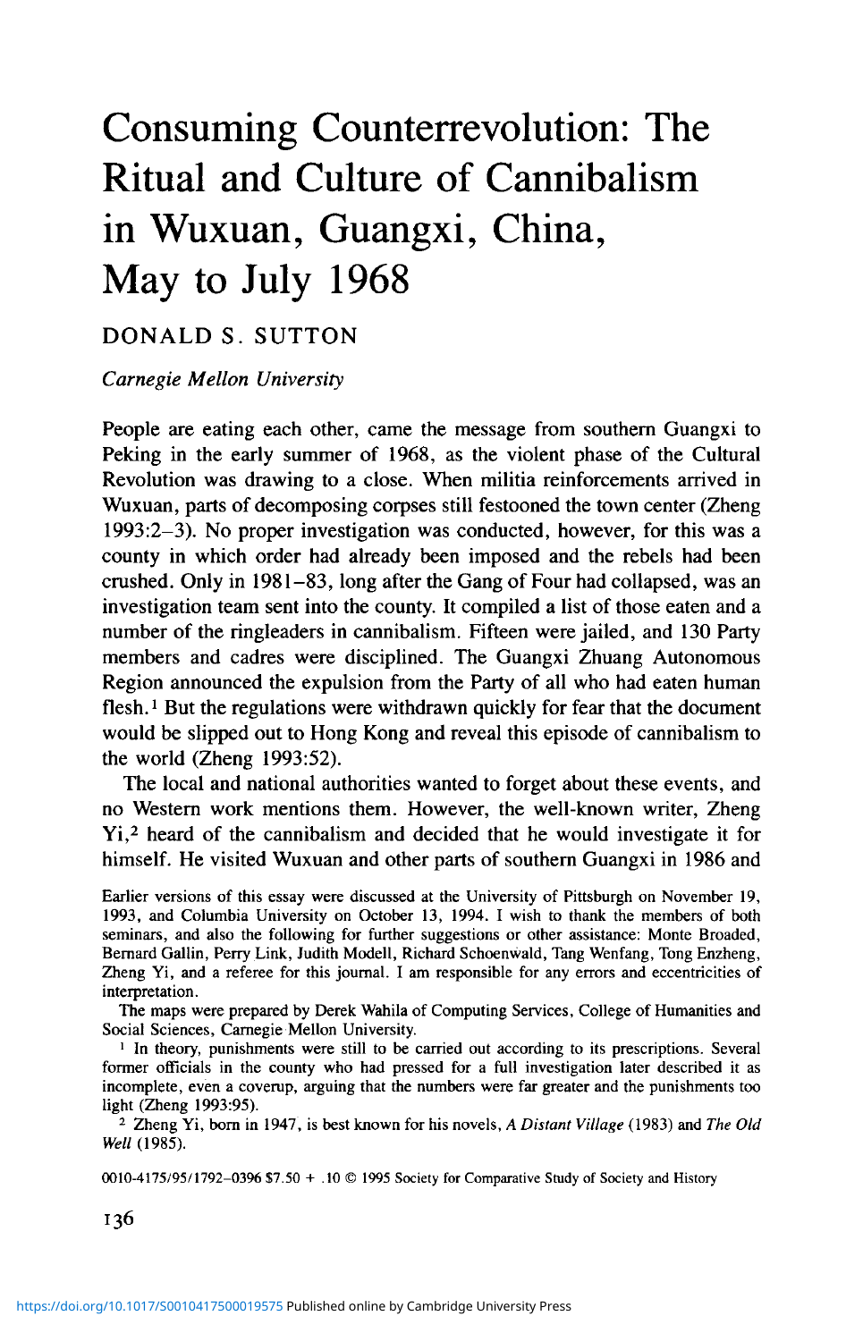# Consuming Counterrevolution: The Ritual and Culture of Cannibalism in Wuxuan, Guangxi, China, May to July 1968

DONALD S. SUTTON

*Carnegie Mellon University*

People are eating each other, came the message from southern Guangxi to Peking in the early summer of 1968, as the violent phase of the Cultural Revolution was drawing to a close. When militia reinforcements arrived in Wuxuan, parts of decomposing corpses still festooned the town center (Zheng 1993:2–3). No proper investigation was conducted, however, for this was a county in which order had already been imposed and the rebels had been crushed. Only in 1981–83, long after the Gang of Four had collapsed, was an investigation team sent into the county. It compiled a list of those eaten and a number of the ringleaders in cannibalism. Fifteen were jailed, and 130 Party members and cadres were disciplined. The Guangxi Zhuang Autonomous Region announced the expulsion from the Party of all who had eaten human flesh.[1] But the regulations were withdrawn quickly for fear that the document would be slipped out to Hong Kong and reveal this episode of cannibalism to the world (Zheng 1993:52).

The local and national authorities wanted to forget about these events, and no Western work mentions them. However, the well-known writer, Zheng Yi,[2] heard of the cannibalism and decided that he would investigate it for himself. He visited Wuxuan and other parts of southern Guangxi in 1986 and

Earlier versions of this essay were discussed at the University of Pittsburgh on November 19, 1993, and Columbia University on October 13, 1994. I wish to thank the members of both seminars, and also the following for further suggestions or other assistance: Monte Broaded, Bernard Gallin, Perry Link, Judith Modell, Richard Schoenwald, Tang Wenfang, Tong Enzheng, Zheng Yi, and a referee for this journal. I am responsible for any errors and eccentricities of interpretation.

The maps were prepared by Derek Wahila of Computing Services, College of Humanities and Social Sciences, Carnegie Mellon University.

[1] In theory, punishments were still to be carried out according to its prescriptions. Several former officials in the county who had pressed for a full investigation later described it as incomplete, even a coverup, arguing that the numbers were far greater and the punishments too light (Zheng 1993:95).

[2] Zheng Yi, born in 1947, is best known for his novels, *A Distant Village* (1983) and *The Old Well* (1985).

0010-4175/95/1792–0396 $7.50 + .10 © 1995 Society for Comparative Study of Society and History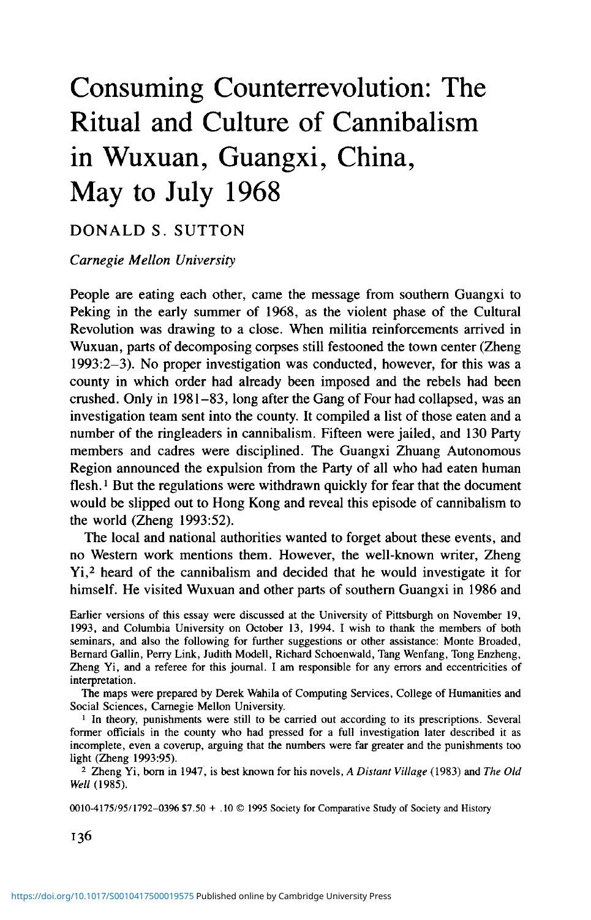# Consuming Counterrevolution: The Ritual and Culture of Cannibalism in Wuxuan, Guangxi, China, May to July 1968

DONALD S. SUTTON

*Carnegie Mellon University*

People are eating each other, came the message from southern Guangxi to Peking in the early summer of 1968, as the violent phase of the Cultural Revolution was drawing to a close. When militia reinforcements arrived in Wuxuan, parts of decomposing corpses still festooned the town center (Zheng 1993:2–3). No proper investigation was conducted, however, for this was a county in which order had already been imposed and the rebels had been crushed. Only in 1981–83, long after the Gang of Four had collapsed, was an investigation team sent into the county. It compiled a list of those eaten and a number of the ringleaders in cannibalism. Fifteen were jailed, and 130 Party members and cadres were disciplined. The Guangxi Zhuang Autonomous Region announced the expulsion from the Party of all who had eaten human flesh.[1] But the regulations were withdrawn quickly for fear that the document would be slipped out to Hong Kong and reveal this episode of cannibalism to the world (Zheng 1993:52).

The local and national authorities wanted to forget about these events, and no Western work mentions them. However, the well-known writer, Zheng Yi,[2] heard of the cannibalism and decided that he would investigate it for himself. He visited Wuxuan and other parts of southern Guangxi in 1986 and

Earlier versions of this essay were discussed at the University of Pittsburgh on November 19, 1993, and Columbia University on October 13, 1994. I wish to thank the members of both seminars, and also the following for further suggestions or other assistance: Monte Broaded, Bernard Gallin, Perry Link, Judith Modell, Richard Schoenwald, Tang Wenfang, Tong Enzheng, Zheng Yi, and a referee for this journal. I am responsible for any errors and eccentricities of interpretation.

The maps were prepared by Derek Wahila of Computing Services, College of Humanities and Social Sciences, Carnegie Mellon University.

[1] In theory, punishments were still to be carried out according to its prescriptions. Several former officials in the county who had pressed for a full investigation later described it as incomplete, even a coverup, arguing that the numbers were far greater and the punishments too light (Zheng 1993:95).

[2] Zheng Yi, born in 1947, is best known for his novels, *A Distant Village* (1983) and *The Old Well* (1985).

0010-4175/95/1792–0396 $7.50 + .10 © 1995 Society for Comparative Study of Society and History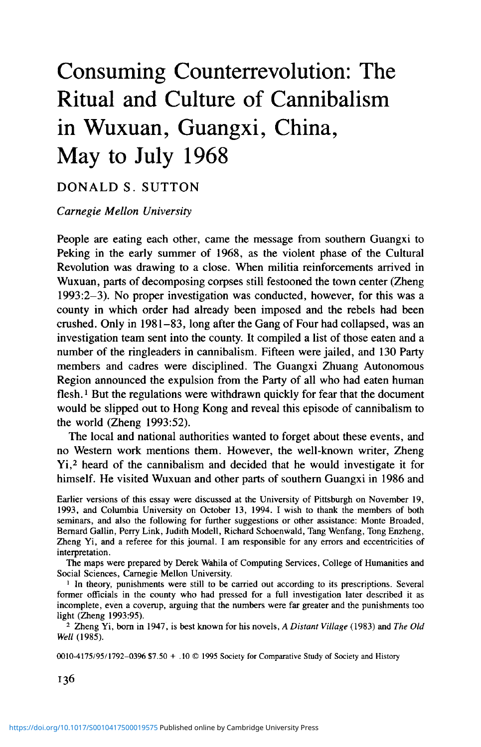# Consuming Counterrevolution: The Ritual and Culture of Cannibalism in Wuxuan, Guangxi, China, May to July 1968

DONALD S. SUTTON

*Carnegie Mellon University*

People are eating each other, came the message from southern Guangxi to Peking in the early summer of 1968, as the violent phase of the Cultural Revolution was drawing to a close. When militia reinforcements arrived in Wuxuan, parts of decomposing corpses still festooned the town center (Zheng 1993:2–3). No proper investigation was conducted, however, for this was a county in which order had already been imposed and the rebels had been crushed. Only in 1981–83, long after the Gang of Four had collapsed, was an investigation team sent into the county. It compiled a list of those eaten and a number of the ringleaders in cannibalism. Fifteen were jailed, and 130 Party members and cadres were disciplined. The Guangxi Zhuang Autonomous Region announced the expulsion from the Party of all who had eaten human flesh.[1] But the regulations were withdrawn quickly for fear that the document would be slipped out to Hong Kong and reveal this episode of cannibalism to the world (Zheng 1993:52).

The local and national authorities wanted to forget about these events, and no Western work mentions them. However, the well-known writer, Zheng Yi,[2] heard of the cannibalism and decided that he would investigate it for himself. He visited Wuxuan and other parts of southern Guangxi in 1986 and

Earlier versions of this essay were discussed at the University of Pittsburgh on November 19, 1993, and Columbia University on October 13, 1994. I wish to thank the members of both seminars, and also the following for further suggestions or other assistance: Monte Broaded, Bernard Gallin, Perry Link, Judith Modell, Richard Schoenwald, Tang Wenfang, Tong Enzheng, Zheng Yi, and a referee for this journal. I am responsible for any errors and eccentricities of interpretation.

The maps were prepared by Derek Wahila of Computing Services, College of Humanities and Social Sciences, Carnegie Mellon University.

[1] In theory, punishments were still to be carried out according to its prescriptions. Several former officials in the county who had pressed for a full investigation later described it as incomplete, even a coverup, arguing that the numbers were far greater and the punishments too light (Zheng 1993:95).

[2] Zheng Yi, born in 1947, is best known for his novels, *A Distant Village* (1983) and *The Old Well* (1985).

0010-4175/95/1792–0396 $7.50 + .10 © 1995 Society for Comparative Study of Society and History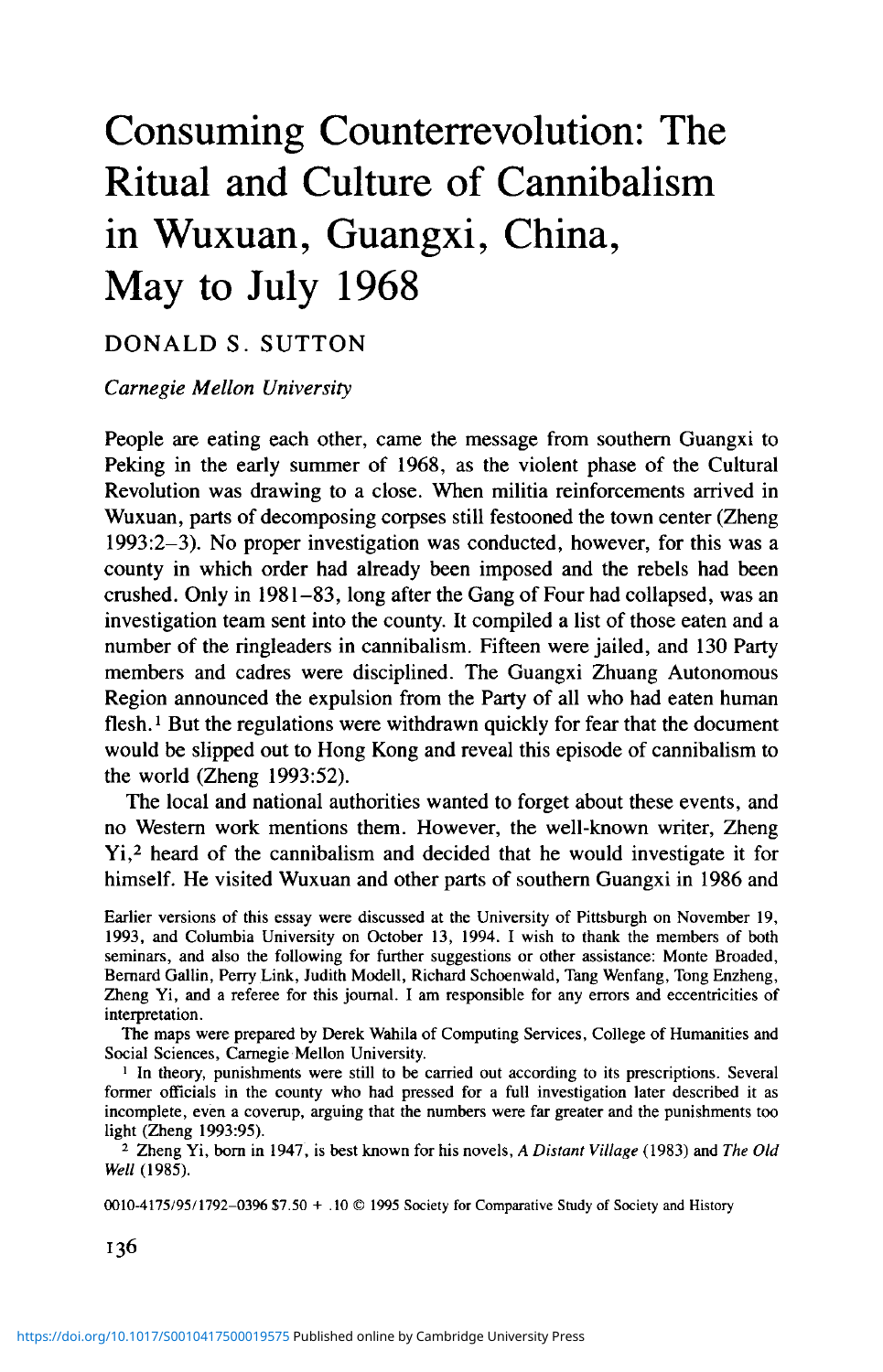# Consuming Counterrevolution: The Ritual and Culture of Cannibalism in Wuxuan, Guangxi, China, May to July 1968

DONALD S. SUTTON

*Carnegie Mellon University*

People are eating each other, came the message from southern Guangxi to Peking in the early summer of 1968, as the violent phase of the Cultural Revolution was drawing to a close. When militia reinforcements arrived in Wuxuan, parts of decomposing corpses still festooned the town center (Zheng 1993:2–3). No proper investigation was conducted, however, for this was a county in which order had already been imposed and the rebels had been crushed. Only in 1981–83, long after the Gang of Four had collapsed, was an investigation team sent into the county. It compiled a list of those eaten and a number of the ringleaders in cannibalism. Fifteen were jailed, and 130 Party members and cadres were disciplined. The Guangxi Zhuang Autonomous Region announced the expulsion from the Party of all who had eaten human flesh.[1] But the regulations were withdrawn quickly for fear that the document would be slipped out to Hong Kong and reveal this episode of cannibalism to the world (Zheng 1993:52).

The local and national authorities wanted to forget about these events, and no Western work mentions them. However, the well-known writer, Zheng Yi,[2] heard of the cannibalism and decided that he would investigate it for himself. He visited Wuxuan and other parts of southern Guangxi in 1986 and

Earlier versions of this essay were discussed at the University of Pittsburgh on November 19, 1993, and Columbia University on October 13, 1994. I wish to thank the members of both seminars, and also the following for further suggestions or other assistance: Monte Broaded, Bernard Gallin, Perry Link, Judith Modell, Richard Schoenwald, Tang Wenfang, Tong Enzheng, Zheng Yi, and a referee for this journal. I am responsible for any errors and eccentricities of interpretation.

The maps were prepared by Derek Wahila of Computing Services, College of Humanities and Social Sciences, Carnegie Mellon University.

[1] In theory, punishments were still to be carried out according to its prescriptions. Several former officials in the county who had pressed for a full investigation later described it as incomplete, even a coverup, arguing that the numbers were far greater and the punishments too light (Zheng 1993:95).

[2] Zheng Yi, born in 1947, is best known for his novels, *A Distant Village* (1983) and *The Old Well* (1985).

0010-4175/95/1792–0396 $7.50 + .10 © 1995 Society for Comparative Study of Society and History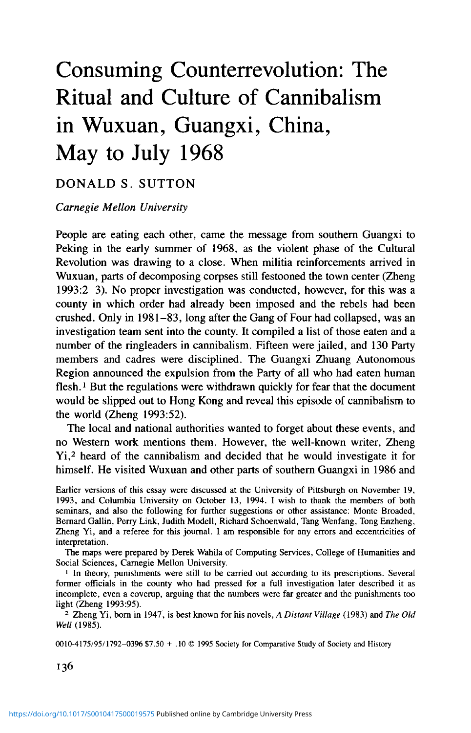# Consuming Counterrevolution: The Ritual and Culture of Cannibalism in Wuxuan, Guangxi, China, May to July 1968

DONALD S. SUTTON

*Carnegie Mellon University*

People are eating each other, came the message from southern Guangxi to Peking in the early summer of 1968, as the violent phase of the Cultural Revolution was drawing to a close. When militia reinforcements arrived in Wuxuan, parts of decomposing corpses still festooned the town center (Zheng 1993:2–3). No proper investigation was conducted, however, for this was a county in which order had already been imposed and the rebels had been crushed. Only in 1981–83, long after the Gang of Four had collapsed, was an investigation team sent into the county. It compiled a list of those eaten and a number of the ringleaders in cannibalism. Fifteen were jailed, and 130 Party members and cadres were disciplined. The Guangxi Zhuang Autonomous Region announced the expulsion from the Party of all who had eaten human flesh.[1] But the regulations were withdrawn quickly for fear that the document would be slipped out to Hong Kong and reveal this episode of cannibalism to the world (Zheng 1993:52).

The local and national authorities wanted to forget about these events, and no Western work mentions them. However, the well-known writer, Zheng Yi,[2] heard of the cannibalism and decided that he would investigate it for himself. He visited Wuxuan and other parts of southern Guangxi in 1986 and

Earlier versions of this essay were discussed at the University of Pittsburgh on November 19, 1993, and Columbia University on October 13, 1994. I wish to thank the members of both seminars, and also the following for further suggestions or other assistance: Monte Broaded, Bernard Gallin, Perry Link, Judith Modell, Richard Schoenwald, Tang Wenfang, Tong Enzheng, Zheng Yi, and a referee for this journal. I am responsible for any errors and eccentricities of interpretation.

The maps were prepared by Derek Wahila of Computing Services, College of Humanities and Social Sciences, Carnegie Mellon University.

[1] In theory, punishments were still to be carried out according to its prescriptions. Several former officials in the county who had pressed for a full investigation later described it as incomplete, even a coverup, arguing that the numbers were far greater and the punishments too light (Zheng 1993:95).

[2] Zheng Yi, born in 1947, is best known for his novels, *A Distant Village* (1983) and *The Old Well* (1985).

0010-4175/95/1792–0396 $7.50 + .10 © 1995 Society for Comparative Study of Society and History

https://doi.org/10.1017/S0010417500019575 Published online by Cambridge University Press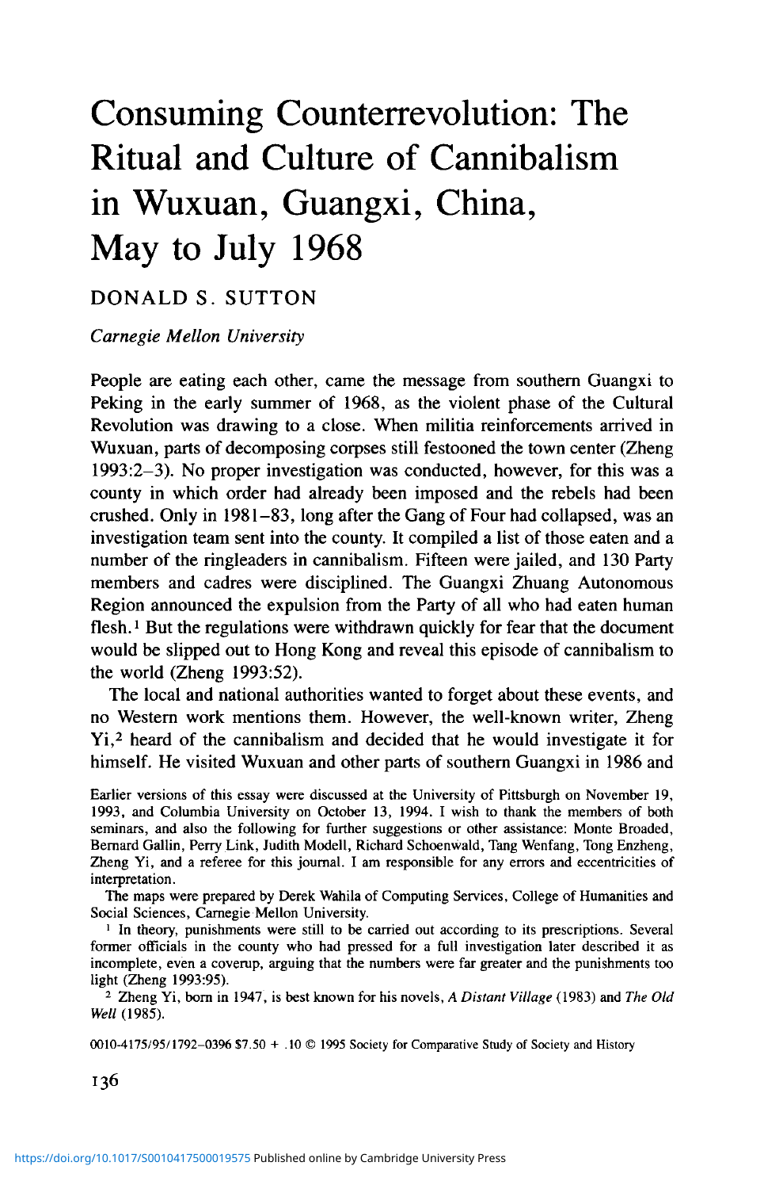# Consuming Counterrevolution: The Ritual and Culture of Cannibalism in Wuxuan, Guangxi, China, May to July 1968

DONALD S. SUTTON

*Carnegie Mellon University*

People are eating each other, came the message from southern Guangxi to Peking in the early summer of 1968, as the violent phase of the Cultural Revolution was drawing to a close. When militia reinforcements arrived in Wuxuan, parts of decomposing corpses still festooned the town center (Zheng 1993:2–3). No proper investigation was conducted, however, for this was a county in which order had already been imposed and the rebels had been crushed. Only in 1981–83, long after the Gang of Four had collapsed, was an investigation team sent into the county. It compiled a list of those eaten and a number of the ringleaders in cannibalism. Fifteen were jailed, and 130 Party members and cadres were disciplined. The Guangxi Zhuang Autonomous Region announced the expulsion from the Party of all who had eaten human flesh.[1] But the regulations were withdrawn quickly for fear that the document would be slipped out to Hong Kong and reveal this episode of cannibalism to the world (Zheng 1993:52).

The local and national authorities wanted to forget about these events, and no Western work mentions them. However, the well-known writer, Zheng Yi,[2] heard of the cannibalism and decided that he would investigate it for himself. He visited Wuxuan and other parts of southern Guangxi in 1986 and

Earlier versions of this essay were discussed at the University of Pittsburgh on November 19, 1993, and Columbia University on October 13, 1994. I wish to thank the members of both seminars, and also the following for further suggestions or other assistance: Monte Broaded, Bernard Gallin, Perry Link, Judith Modell, Richard Schoenwald, Tang Wenfang, Tong Enzheng, Zheng Yi, and a referee for this journal. I am responsible for any errors and eccentricities of interpretation.

The maps were prepared by Derek Wahila of Computing Services, College of Humanities and Social Sciences, Carnegie Mellon University.

[1] In theory, punishments were still to be carried out according to its prescriptions. Several former officials in the county who had pressed for a full investigation later described it as incomplete, even a coverup, arguing that the numbers were far greater and the punishments too light (Zheng 1993:95).

[2] Zheng Yi, born in 1947, is best known for his novels, *A Distant Village* (1983) and *The Old Well* (1985).

0010-4175/95/1792–0396 $7.50 + .10 © 1995 Society for Comparative Study of Society and History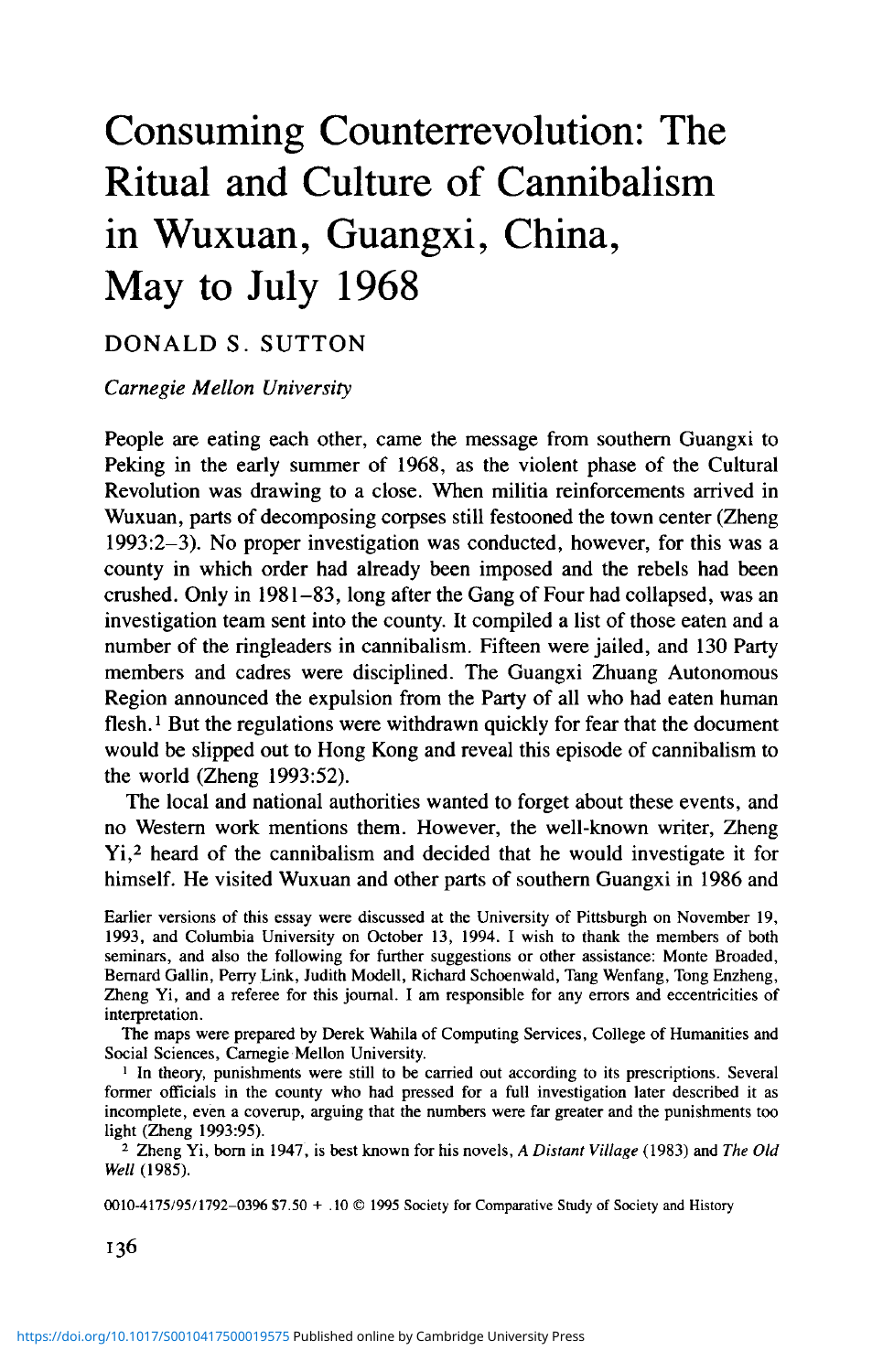# Consuming Counterrevolution: The Ritual and Culture of Cannibalism in Wuxuan, Guangxi, China, May to July 1968

DONALD S. SUTTON

*Carnegie Mellon University*

People are eating each other, came the message from southern Guangxi to Peking in the early summer of 1968, as the violent phase of the Cultural Revolution was drawing to a close. When militia reinforcements arrived in Wuxuan, parts of decomposing corpses still festooned the town center (Zheng 1993:2–3). No proper investigation was conducted, however, for this was a county in which order had already been imposed and the rebels had been crushed. Only in 1981–83, long after the Gang of Four had collapsed, was an investigation team sent into the county. It compiled a list of those eaten and a number of the ringleaders in cannibalism. Fifteen were jailed, and 130 Party members and cadres were disciplined. The Guangxi Zhuang Autonomous Region announced the expulsion from the Party of all who had eaten human flesh.[1] But the regulations were withdrawn quickly for fear that the document would be slipped out to Hong Kong and reveal this episode of cannibalism to the world (Zheng 1993:52).

The local and national authorities wanted to forget about these events, and no Western work mentions them. However, the well-known writer, Zheng Yi,[2] heard of the cannibalism and decided that he would investigate it for himself. He visited Wuxuan and other parts of southern Guangxi in 1986 and

Earlier versions of this essay were discussed at the University of Pittsburgh on November 19, 1993, and Columbia University on October 13, 1994. I wish to thank the members of both seminars, and also the following for further suggestions or other assistance: Monte Broaded, Bernard Gallin, Perry Link, Judith Modell, Richard Schoenwald, Tang Wenfang, Tong Enzheng, Zheng Yi, and a referee for this journal. I am responsible for any errors and eccentricities of interpretation.

The maps were prepared by Derek Wahila of Computing Services, College of Humanities and Social Sciences, Carnegie Mellon University.

[1] In theory, punishments were still to be carried out according to its prescriptions. Several former officials in the county who had pressed for a full investigation later described it as incomplete, even a coverup, arguing that the numbers were far greater and the punishments too light (Zheng 1993:95).

[2] Zheng Yi, born in 1947, is best known for his novels, *A Distant Village* (1983) and *The Old Well* (1985).

0010-4175/95/1792–0396 $7.50 + .10 © 1995 Society for Comparative Study of Society and History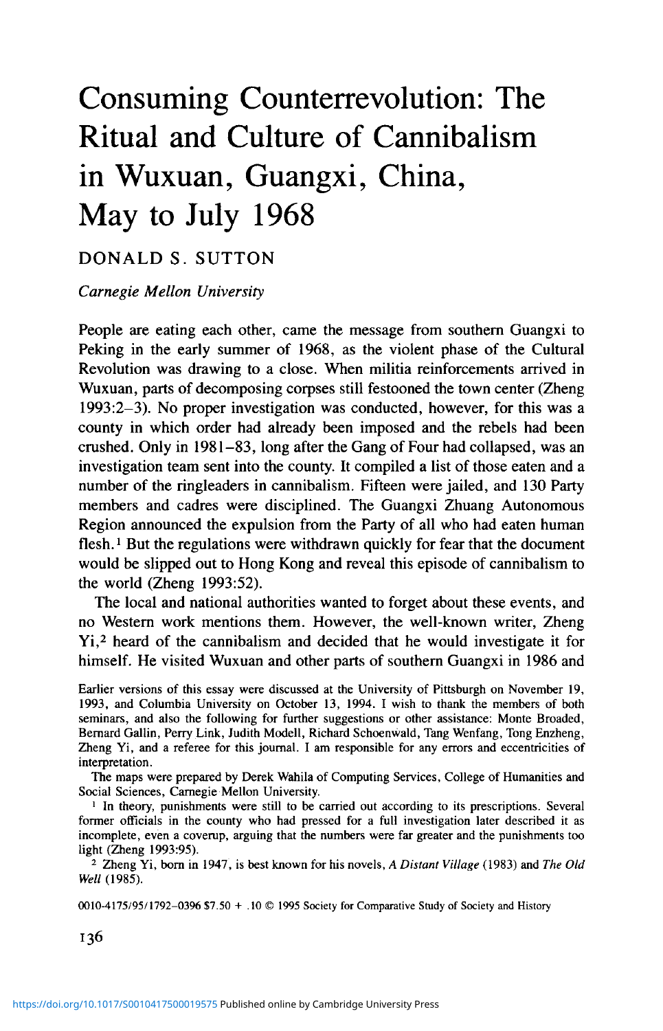# Consuming Counterrevolution: The Ritual and Culture of Cannibalism in Wuxuan, Guangxi, China, May to July 1968

DONALD S. SUTTON

*Carnegie Mellon University*

People are eating each other, came the message from southern Guangxi to Peking in the early summer of 1968, as the violent phase of the Cultural Revolution was drawing to a close. When militia reinforcements arrived in Wuxuan, parts of decomposing corpses still festooned the town center (Zheng 1993:2–3). No proper investigation was conducted, however, for this was a county in which order had already been imposed and the rebels had been crushed. Only in 1981–83, long after the Gang of Four had collapsed, was an investigation team sent into the county. It compiled a list of those eaten and a number of the ringleaders in cannibalism. Fifteen were jailed, and 130 Party members and cadres were disciplined. The Guangxi Zhuang Autonomous Region announced the expulsion from the Party of all who had eaten human flesh.[1] But the regulations were withdrawn quickly for fear that the document would be slipped out to Hong Kong and reveal this episode of cannibalism to the world (Zheng 1993:52).

The local and national authorities wanted to forget about these events, and no Western work mentions them. However, the well-known writer, Zheng Yi,[2] heard of the cannibalism and decided that he would investigate it for himself. He visited Wuxuan and other parts of southern Guangxi in 1986 and

Earlier versions of this essay were discussed at the University of Pittsburgh on November 19, 1993, and Columbia University on October 13, 1994. I wish to thank the members of both seminars, and also the following for further suggestions or other assistance: Monte Broaded, Bernard Gallin, Perry Link, Judith Modell, Richard Schoenwald, Tang Wenfang, Tong Enzheng, Zheng Yi, and a referee for this journal. I am responsible for any errors and eccentricities of interpretation.

The maps were prepared by Derek Wahila of Computing Services, College of Humanities and Social Sciences, Carnegie Mellon University.

[1] In theory, punishments were still to be carried out according to its prescriptions. Several former officials in the county who had pressed for a full investigation later described it as incomplete, even a coverup, arguing that the numbers were far greater and the punishments too light (Zheng 1993:95).

[2] Zheng Yi, born in 1947, is best known for his novels, *A Distant Village* (1983) and *The Old Well* (1985).

0010-4175/95/1792-0396 $7.50 + .10 © 1995 Society for Comparative Study of Society and History

https://doi.org/10.1017/S0010417500019575 Published online by Cambridge University Press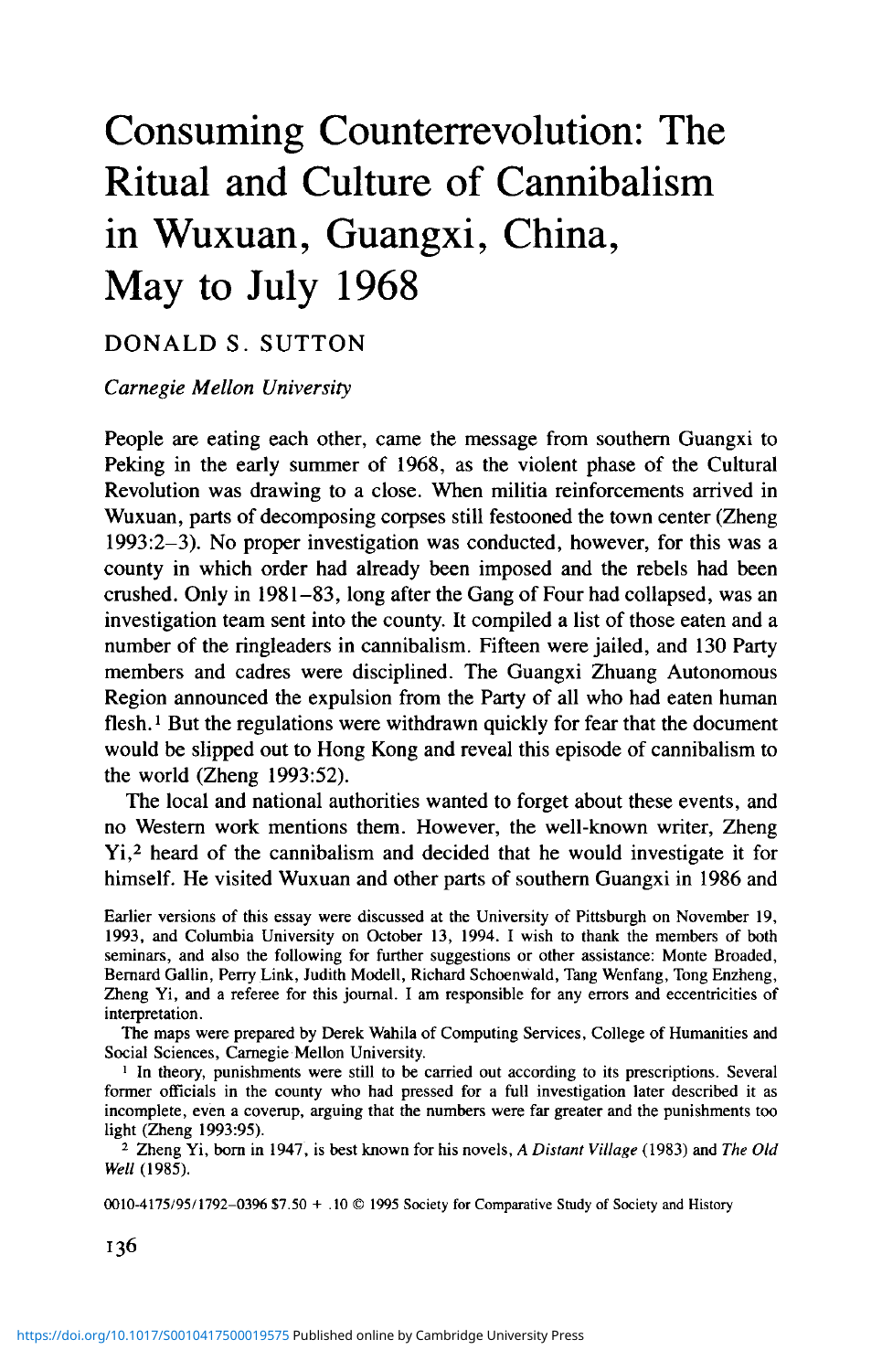# Consuming Counterrevolution: The Ritual and Culture of Cannibalism in Wuxuan, Guangxi, China, May to July 1968

DONALD S. SUTTON

*Carnegie Mellon University*

People are eating each other, came the message from southern Guangxi to Peking in the early summer of 1968, as the violent phase of the Cultural Revolution was drawing to a close. When militia reinforcements arrived in Wuxuan, parts of decomposing corpses still festooned the town center (Zheng 1993:2–3). No proper investigation was conducted, however, for this was a county in which order had already been imposed and the rebels had been crushed. Only in 1981–83, long after the Gang of Four had collapsed, was an investigation team sent into the county. It compiled a list of those eaten and a number of the ringleaders in cannibalism. Fifteen were jailed, and 130 Party members and cadres were disciplined. The Guangxi Zhuang Autonomous Region announced the expulsion from the Party of all who had eaten human flesh.[1] But the regulations were withdrawn quickly for fear that the document would be slipped out to Hong Kong and reveal this episode of cannibalism to the world (Zheng 1993:52).

The local and national authorities wanted to forget about these events, and no Western work mentions them. However, the well-known writer, Zheng Yi,[2] heard of the cannibalism and decided that he would investigate it for himself. He visited Wuxuan and other parts of southern Guangxi in 1986 and

Earlier versions of this essay were discussed at the University of Pittsburgh on November 19, 1993, and Columbia University on October 13, 1994. I wish to thank the members of both seminars, and also the following for further suggestions or other assistance: Monte Broaded, Bernard Gallin, Perry Link, Judith Modell, Richard Schoenwald, Tang Wenfang, Tong Enzheng, Zheng Yi, and a referee for this journal. I am responsible for any errors and eccentricities of interpretation.

The maps were prepared by Derek Wahila of Computing Services, College of Humanities and Social Sciences, Carnegie Mellon University.

[1] In theory, punishments were still to be carried out according to its prescriptions. Several former officials in the county who had pressed for a full investigation later described it as incomplete, even a coverup, arguing that the numbers were far greater and the punishments too light (Zheng 1993:95).

[2] Zheng Yi, born in 1947, is best known for his novels, *A Distant Village* (1983) and *The Old Well* (1985).

0010-4175/95/1792–0396 $7.50 + .10 © 1995 Society for Comparative Study of Society and History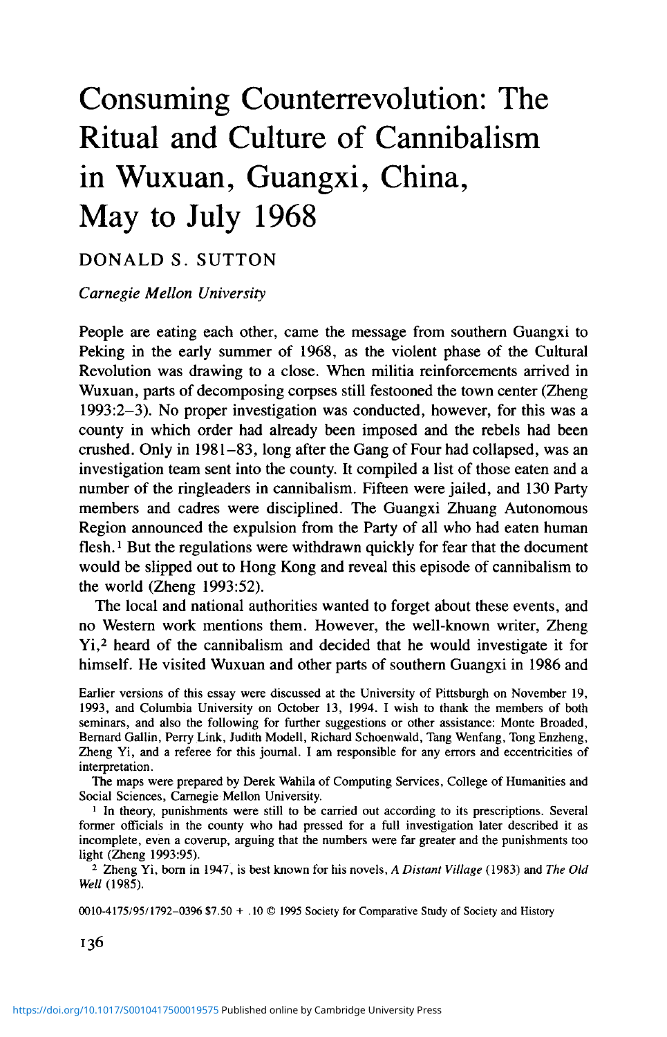# Consuming Counterrevolution: The Ritual and Culture of Cannibalism in Wuxuan, Guangxi, China, May to July 1968

DONALD S. SUTTON

*Carnegie Mellon University*

People are eating each other, came the message from southern Guangxi to Peking in the early summer of 1968, as the violent phase of the Cultural Revolution was drawing to a close. When militia reinforcements arrived in Wuxuan, parts of decomposing corpses still festooned the town center (Zheng 1993:2–3). No proper investigation was conducted, however, for this was a county in which order had already been imposed and the rebels had been crushed. Only in 1981–83, long after the Gang of Four had collapsed, was an investigation team sent into the county. It compiled a list of those eaten and a number of the ringleaders in cannibalism. Fifteen were jailed, and 130 Party members and cadres were disciplined. The Guangxi Zhuang Autonomous Region announced the expulsion from the Party of all who had eaten human flesh.[1] But the regulations were withdrawn quickly for fear that the document would be slipped out to Hong Kong and reveal this episode of cannibalism to the world (Zheng 1993:52).

The local and national authorities wanted to forget about these events, and no Western work mentions them. However, the well-known writer, Zheng Yi,[2] heard of the cannibalism and decided that he would investigate it for himself. He visited Wuxuan and other parts of southern Guangxi in 1986 and

Earlier versions of this essay were discussed at the University of Pittsburgh on November 19, 1993, and Columbia University on October 13, 1994. I wish to thank the members of both seminars, and also the following for further suggestions or other assistance: Monte Broaded, Bernard Gallin, Perry Link, Judith Modell, Richard Schoenwald, Tang Wenfang, Tong Enzheng, Zheng Yi, and a referee for this journal. I am responsible for any errors and eccentricities of interpretation.

The maps were prepared by Derek Wahila of Computing Services, College of Humanities and Social Sciences, Carnegie Mellon University.

[1] In theory, punishments were still to be carried out according to its prescriptions. Several former officials in the county who had pressed for a full investigation later described it as incomplete, even a coverup, arguing that the numbers were far greater and the punishments too light (Zheng 1993:95).

[2] Zheng Yi, born in 1947, is best known for his novels, *A Distant Village* (1983) and *The Old Well* (1985).

0010-4175/95/1792–0396 $7.50 + .10 © 1995 Society for Comparative Study of Society and History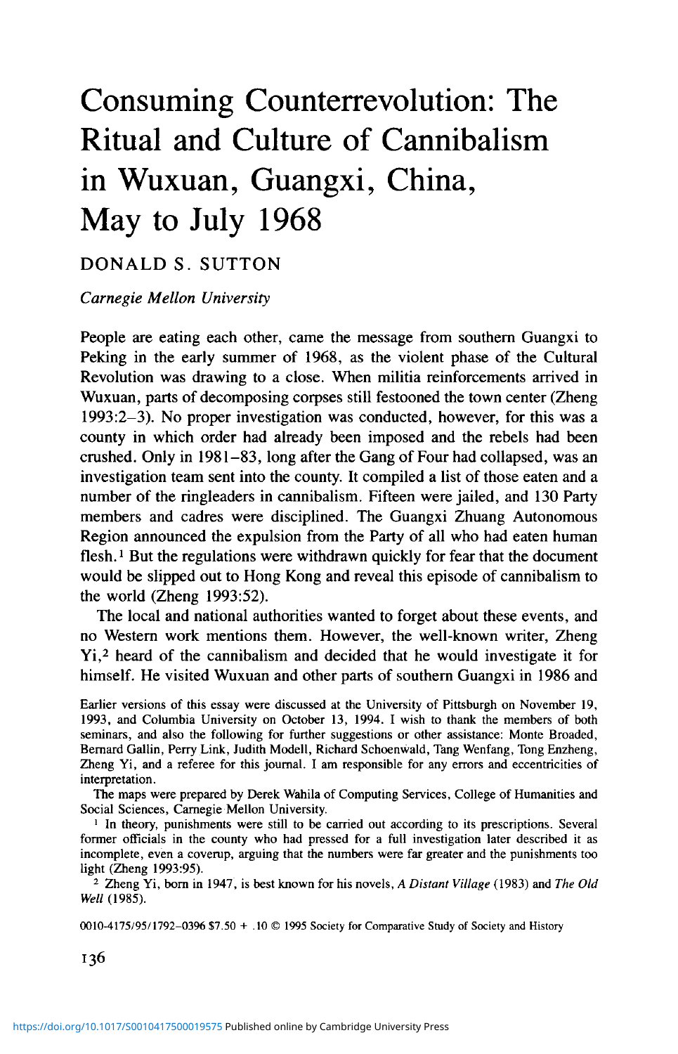# Consuming Counterrevolution: The Ritual and Culture of Cannibalism in Wuxuan, Guangxi, China, May to July 1968

DONALD S. SUTTON

*Carnegie Mellon University*

People are eating each other, came the message from southern Guangxi to Peking in the early summer of 1968, as the violent phase of the Cultural Revolution was drawing to a close. When militia reinforcements arrived in Wuxuan, parts of decomposing corpses still festooned the town center (Zheng 1993:2–3). No proper investigation was conducted, however, for this was a county in which order had already been imposed and the rebels had been crushed. Only in 1981–83, long after the Gang of Four had collapsed, was an investigation team sent into the county. It compiled a list of those eaten and a number of the ringleaders in cannibalism. Fifteen were jailed, and 130 Party members and cadres were disciplined. The Guangxi Zhuang Autonomous Region announced the expulsion from the Party of all who had eaten human flesh.[1] But the regulations were withdrawn quickly for fear that the document would be slipped out to Hong Kong and reveal this episode of cannibalism to the world (Zheng 1993:52).

The local and national authorities wanted to forget about these events, and no Western work mentions them. However, the well-known writer, Zheng Yi,[2] heard of the cannibalism and decided that he would investigate it for himself. He visited Wuxuan and other parts of southern Guangxi in 1986 and

Earlier versions of this essay were discussed at the University of Pittsburgh on November 19, 1993, and Columbia University on October 13, 1994. I wish to thank the members of both seminars, and also the following for further suggestions or other assistance: Monte Broaded, Bernard Gallin, Perry Link, Judith Modell, Richard Schoenwald, Tang Wenfang, Tong Enzheng, Zheng Yi, and a referee for this journal. I am responsible for any errors and eccentricities of interpretation.

The maps were prepared by Derek Wahila of Computing Services, College of Humanities and Social Sciences, Carnegie Mellon University.

[1] In theory, punishments were still to be carried out according to its prescriptions. Several former officials in the county who had pressed for a full investigation later described it as incomplete, even a coverup, arguing that the numbers were far greater and the punishments too light (Zheng 1993:95).

[2] Zheng Yi, born in 1947, is best known for his novels, *A Distant Village* (1983) and *The Old Well* (1985).

0010-4175/95/1792–0396 $7.50 + .10 © 1995 Society for Comparative Study of Society and History

https://doi.org/10.1017/S0010417500019575 Published online by Cambridge University Press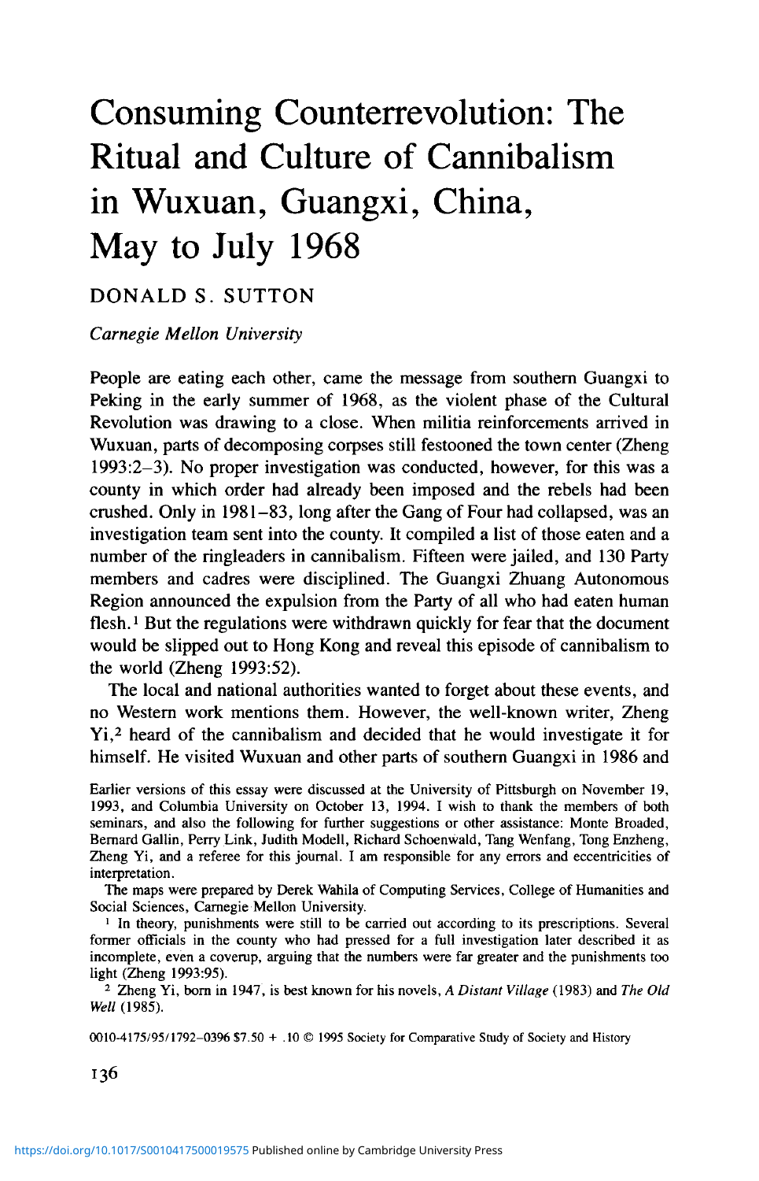# Consuming Counterrevolution: The Ritual and Culture of Cannibalism in Wuxuan, Guangxi, China, May to July 1968

DONALD S. SUTTON

*Carnegie Mellon University*

People are eating each other, came the message from southern Guangxi to Peking in the early summer of 1968, as the violent phase of the Cultural Revolution was drawing to a close. When militia reinforcements arrived in Wuxuan, parts of decomposing corpses still festooned the town center (Zheng 1993:2–3). No proper investigation was conducted, however, for this was a county in which order had already been imposed and the rebels had been crushed. Only in 1981–83, long after the Gang of Four had collapsed, was an investigation team sent into the county. It compiled a list of those eaten and a number of the ringleaders in cannibalism. Fifteen were jailed, and 130 Party members and cadres were disciplined. The Guangxi Zhuang Autonomous Region announced the expulsion from the Party of all who had eaten human flesh.[1] But the regulations were withdrawn quickly for fear that the document would be slipped out to Hong Kong and reveal this episode of cannibalism to the world (Zheng 1993:52).

The local and national authorities wanted to forget about these events, and no Western work mentions them. However, the well-known writer, Zheng Yi,[2] heard of the cannibalism and decided that he would investigate it for himself. He visited Wuxuan and other parts of southern Guangxi in 1986 and

Earlier versions of this essay were discussed at the University of Pittsburgh on November 19, 1993, and Columbia University on October 13, 1994. I wish to thank the members of both seminars, and also the following for further suggestions or other assistance: Monte Broaded, Bernard Gallin, Perry Link, Judith Modell, Richard Schoenwald, Tang Wenfang, Tong Enzheng, Zheng Yi, and a referee for this journal. I am responsible for any errors and eccentricities of interpretation.

The maps were prepared by Derek Wahila of Computing Services, College of Humanities and Social Sciences, Carnegie Mellon University.

[1] In theory, punishments were still to be carried out according to its prescriptions. Several former officials in the county who had pressed for a full investigation later described it as incomplete, even a coverup, arguing that the numbers were far greater and the punishments too light (Zheng 1993:95).

[2] Zheng Yi, born in 1947, is best known for his novels, *A Distant Village* (1983) and *The Old Well* (1985).

0010-4175/95/1792–0396 $7.50 + .10 © 1995 Society for Comparative Study of Society and History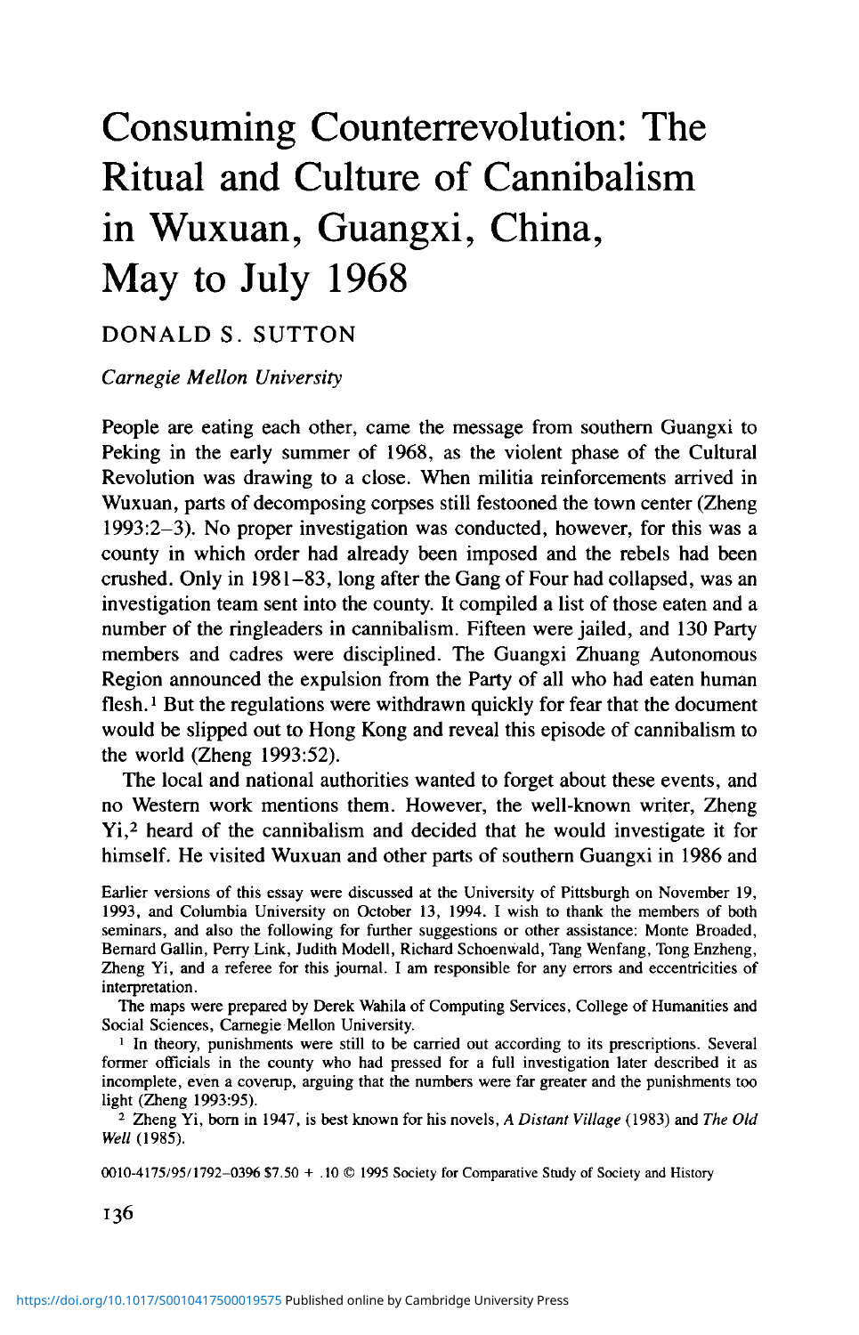# Consuming Counterrevolution: The Ritual and Culture of Cannibalism in Wuxuan, Guangxi, China, May to July 1968

DONALD S. SUTTON

*Carnegie Mellon University*

People are eating each other, came the message from southern Guangxi to Peking in the early summer of 1968, as the violent phase of the Cultural Revolution was drawing to a close. When militia reinforcements arrived in Wuxuan, parts of decomposing corpses still festooned the town center (Zheng 1993:2–3). No proper investigation was conducted, however, for this was a county in which order had already been imposed and the rebels had been crushed. Only in 1981–83, long after the Gang of Four had collapsed, was an investigation team sent into the county. It compiled a list of those eaten and a number of the ringleaders in cannibalism. Fifteen were jailed, and 130 Party members and cadres were disciplined. The Guangxi Zhuang Autonomous Region announced the expulsion from the Party of all who had eaten human flesh.[1] But the regulations were withdrawn quickly for fear that the document would be slipped out to Hong Kong and reveal this episode of cannibalism to the world (Zheng 1993:52).

The local and national authorities wanted to forget about these events, and no Western work mentions them. However, the well-known writer, Zheng Yi,[2] heard of the cannibalism and decided that he would investigate it for himself. He visited Wuxuan and other parts of southern Guangxi in 1986 and

Earlier versions of this essay were discussed at the University of Pittsburgh on November 19, 1993, and Columbia University on October 13, 1994. I wish to thank the members of both seminars, and also the following for further suggestions or other assistance: Monte Broaded, Bernard Gallin, Perry Link, Judith Modell, Richard Schoenwald, Tang Wenfang, Tong Enzheng, Zheng Yi, and a referee for this journal. I am responsible for any errors and eccentricities of interpretation.

The maps were prepared by Derek Wahila of Computing Services, College of Humanities and Social Sciences, Carnegie Mellon University.

[1] In theory, punishments were still to be carried out according to its prescriptions. Several former officials in the county who had pressed for a full investigation later described it as incomplete, even a coverup, arguing that the numbers were far greater and the punishments too light (Zheng 1993:95).

[2] Zheng Yi, born in 1947, is best known for his novels, *A Distant Village* (1983) and *The Old Well* (1985).

0010-4175/95/1792–0396 $7.50 + .10 © 1995 Society for Comparative Study of Society and History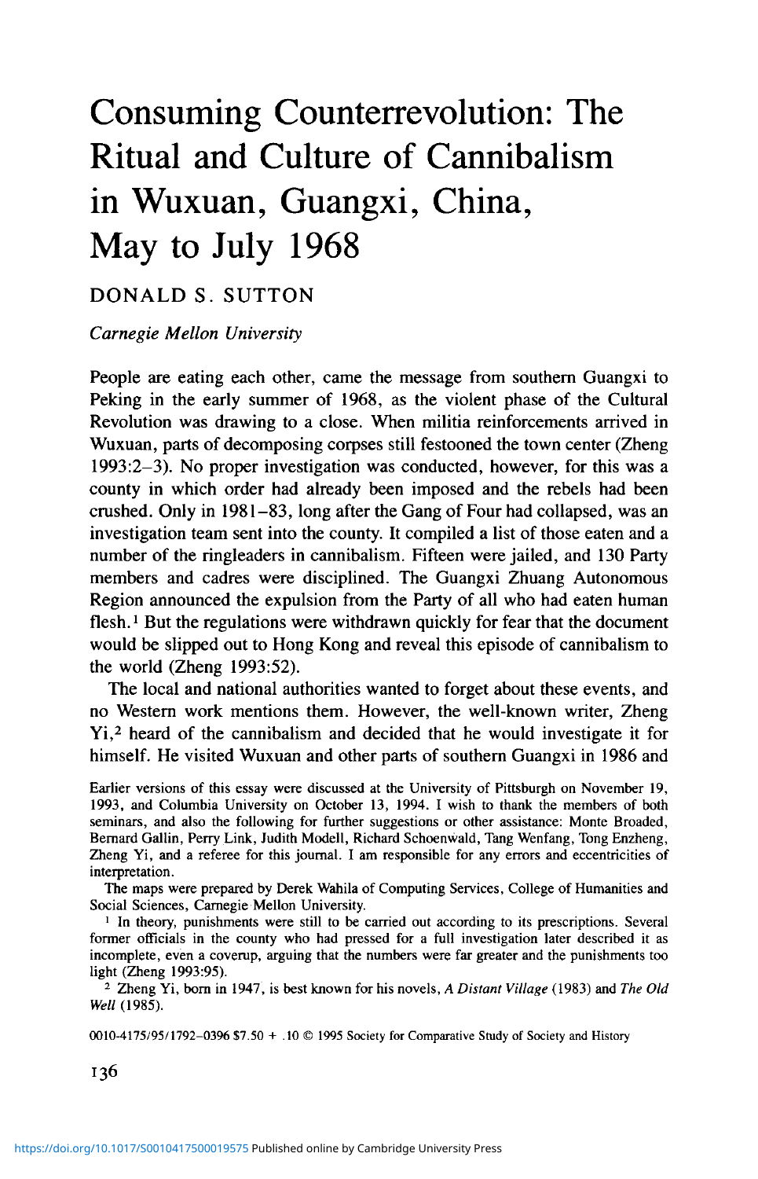# Consuming Counterrevolution: The Ritual and Culture of Cannibalism in Wuxuan, Guangxi, China, May to July 1968

DONALD S. SUTTON

*Carnegie Mellon University*

People are eating each other, came the message from southern Guangxi to Peking in the early summer of 1968, as the violent phase of the Cultural Revolution was drawing to a close. When militia reinforcements arrived in Wuxuan, parts of decomposing corpses still festooned the town center (Zheng 1993:2–3). No proper investigation was conducted, however, for this was a county in which order had already been imposed and the rebels had been crushed. Only in 1981–83, long after the Gang of Four had collapsed, was an investigation team sent into the county. It compiled a list of those eaten and a number of the ringleaders in cannibalism. Fifteen were jailed, and 130 Party members and cadres were disciplined. The Guangxi Zhuang Autonomous Region announced the expulsion from the Party of all who had eaten human flesh.[1] But the regulations were withdrawn quickly for fear that the document would be slipped out to Hong Kong and reveal this episode of cannibalism to the world (Zheng 1993:52).

The local and national authorities wanted to forget about these events, and no Western work mentions them. However, the well-known writer, Zheng Yi,[2] heard of the cannibalism and decided that he would investigate it for himself. He visited Wuxuan and other parts of southern Guangxi in 1986 and

Earlier versions of this essay were discussed at the University of Pittsburgh on November 19, 1993, and Columbia University on October 13, 1994. I wish to thank the members of both seminars, and also the following for further suggestions or other assistance: Monte Broaded, Bernard Gallin, Perry Link, Judith Modell, Richard Schoenwald, Tang Wenfang, Tong Enzheng, Zheng Yi, and a referee for this journal. I am responsible for any errors and eccentricities of interpretation.

The maps were prepared by Derek Wahila of Computing Services, College of Humanities and Social Sciences, Carnegie Mellon University.

[1] In theory, punishments were still to be carried out according to its prescriptions. Several former officials in the county who had pressed for a full investigation later described it as incomplete, even a coverup, arguing that the numbers were far greater and the punishments too light (Zheng 1993:95).

[2] Zheng Yi, born in 1947, is best known for his novels, *A Distant Village* (1983) and *The Old Well* (1985).

0010-4175/95/1792–0396 $7.50 + .10 © 1995 Society for Comparative Study of Society and History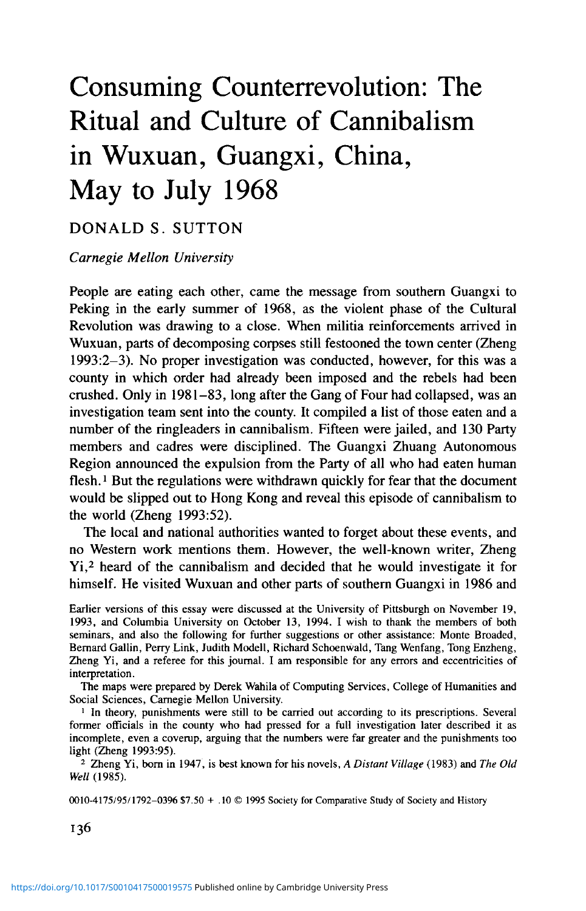# Consuming Counterrevolution: The Ritual and Culture of Cannibalism in Wuxuan, Guangxi, China, May to July 1968

DONALD S. SUTTON

*Carnegie Mellon University*

People are eating each other, came the message from southern Guangxi to Peking in the early summer of 1968, as the violent phase of the Cultural Revolution was drawing to a close. When militia reinforcements arrived in Wuxuan, parts of decomposing corpses still festooned the town center (Zheng 1993:2–3). No proper investigation was conducted, however, for this was a county in which order had already been imposed and the rebels had been crushed. Only in 1981–83, long after the Gang of Four had collapsed, was an investigation team sent into the county. It compiled a list of those eaten and a number of the ringleaders in cannibalism. Fifteen were jailed, and 130 Party members and cadres were disciplined. The Guangxi Zhuang Autonomous Region announced the expulsion from the Party of all who had eaten human flesh.[1] But the regulations were withdrawn quickly for fear that the document would be slipped out to Hong Kong and reveal this episode of cannibalism to the world (Zheng 1993:52).

The local and national authorities wanted to forget about these events, and no Western work mentions them. However, the well-known writer, Zheng Yi,[2] heard of the cannibalism and decided that he would investigate it for himself. He visited Wuxuan and other parts of southern Guangxi in 1986 and

Earlier versions of this essay were discussed at the University of Pittsburgh on November 19, 1993, and Columbia University on October 13, 1994. I wish to thank the members of both seminars, and also the following for further suggestions or other assistance: Monte Broaded, Bernard Gallin, Perry Link, Judith Modell, Richard Schoenwald, Tang Wenfang, Tong Enzheng, Zheng Yi, and a referee for this journal. I am responsible for any errors and eccentricities of interpretation.

The maps were prepared by Derek Wahila of Computing Services, College of Humanities and Social Sciences, Carnegie Mellon University.

[1] In theory, punishments were still to be carried out according to its prescriptions. Several former officials in the county who had pressed for a full investigation later described it as incomplete, even a coverup, arguing that the numbers were far greater and the punishments too light (Zheng 1993:95).

[2] Zheng Yi, born in 1947, is best known for his novels, *A Distant Village* (1983) and *The Old Well* (1985).

0010-4175/95/1792–0396 $7.50 + .10 © 1995 Society for Comparative Study of Society and History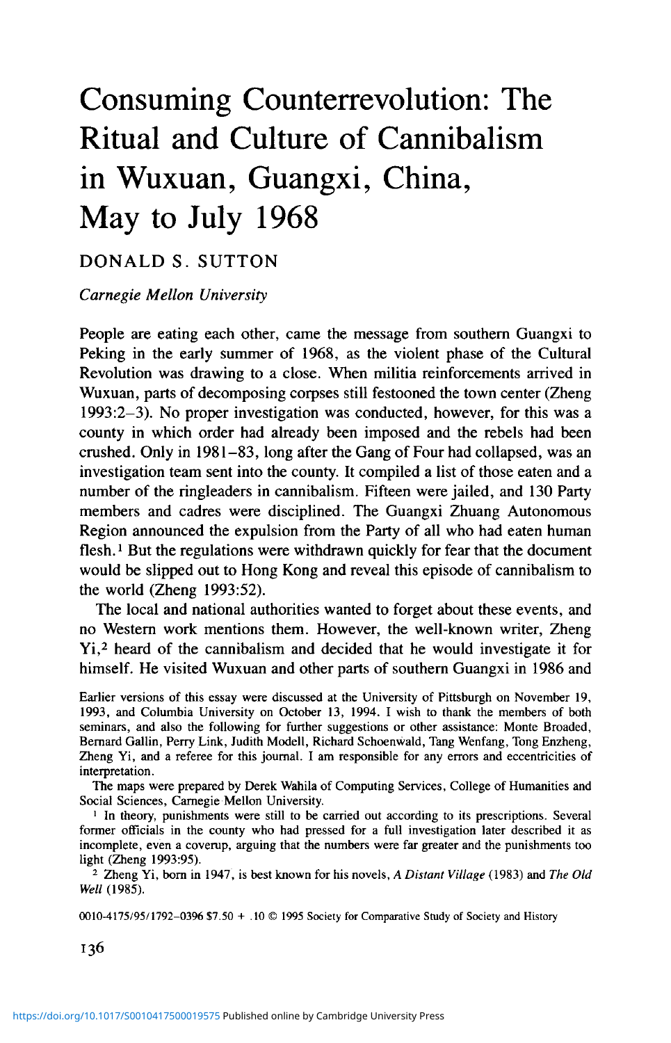# Consuming Counterrevolution: The Ritual and Culture of Cannibalism in Wuxuan, Guangxi, China, May to July 1968

DONALD S. SUTTON

*Carnegie Mellon University*

People are eating each other, came the message from southern Guangxi to Peking in the early summer of 1968, as the violent phase of the Cultural Revolution was drawing to a close. When militia reinforcements arrived in Wuxuan, parts of decomposing corpses still festooned the town center (Zheng 1993:2–3). No proper investigation was conducted, however, for this was a county in which order had already been imposed and the rebels had been crushed. Only in 1981–83, long after the Gang of Four had collapsed, was an investigation team sent into the county. It compiled a list of those eaten and a number of the ringleaders in cannibalism. Fifteen were jailed, and 130 Party members and cadres were disciplined. The Guangxi Zhuang Autonomous Region announced the expulsion from the Party of all who had eaten human flesh.[1] But the regulations were withdrawn quickly for fear that the document would be slipped out to Hong Kong and reveal this episode of cannibalism to the world (Zheng 1993:52).

The local and national authorities wanted to forget about these events, and no Western work mentions them. However, the well-known writer, Zheng Yi,[2] heard of the cannibalism and decided that he would investigate it for himself. He visited Wuxuan and other parts of southern Guangxi in 1986 and

Earlier versions of this essay were discussed at the University of Pittsburgh on November 19, 1993, and Columbia University on October 13, 1994. I wish to thank the members of both seminars, and also the following for further suggestions or other assistance: Monte Broaded, Bernard Gallin, Perry Link, Judith Modell, Richard Schoenwald, Tang Wenfang, Tong Enzheng, Zheng Yi, and a referee for this journal. I am responsible for any errors and eccentricities of interpretation.

The maps were prepared by Derek Wahila of Computing Services, College of Humanities and Social Sciences, Carnegie Mellon University.

[1] In theory, punishments were still to be carried out according to its prescriptions. Several former officials in the county who had pressed for a full investigation later described it as incomplete, even a coverup, arguing that the numbers were far greater and the punishments too light (Zheng 1993:95).

[2] Zheng Yi, born in 1947, is best known for his novels, *A Distant Village* (1983) and *The Old Well* (1985).

0010-4175/95/1792–0396 $7.50 + .10 © 1995 Society for Comparative Study of Society and History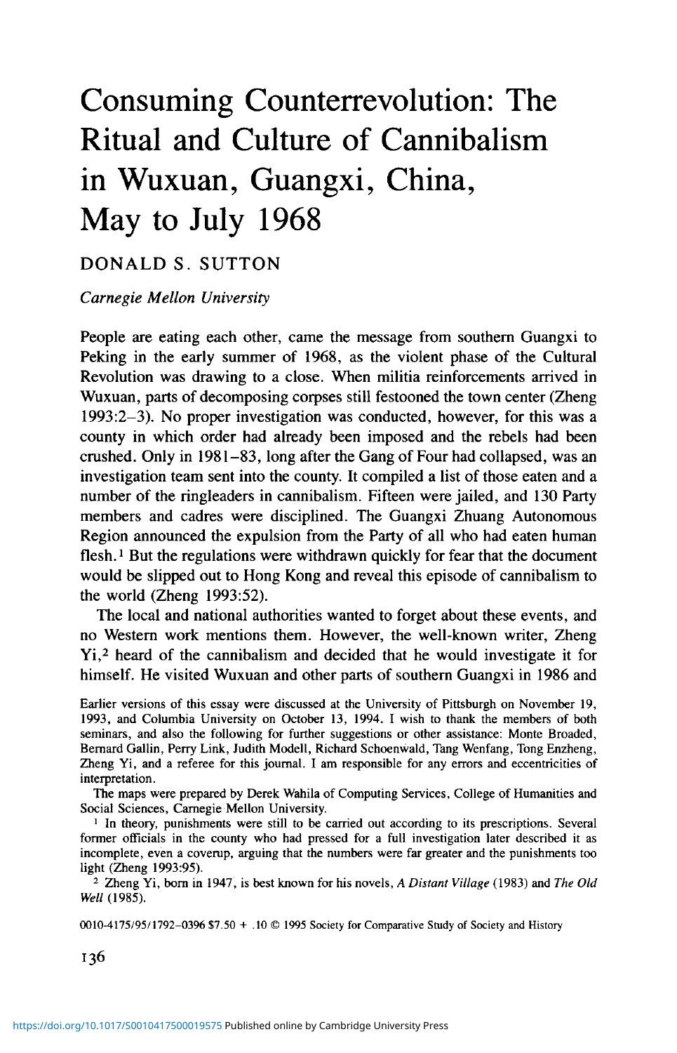# Consuming Counterrevolution: The Ritual and Culture of Cannibalism in Wuxuan, Guangxi, China, May to July 1968

DONALD S. SUTTON

*Carnegie Mellon University*

People are eating each other, came the message from southern Guangxi to Peking in the early summer of 1968, as the violent phase of the Cultural Revolution was drawing to a close. When militia reinforcements arrived in Wuxuan, parts of decomposing corpses still festooned the town center (Zheng 1993:2–3). No proper investigation was conducted, however, for this was a county in which order had already been imposed and the rebels had been crushed. Only in 1981–83, long after the Gang of Four had collapsed, was an investigation team sent into the county. It compiled a list of those eaten and a number of the ringleaders in cannibalism. Fifteen were jailed, and 130 Party members and cadres were disciplined. The Guangxi Zhuang Autonomous Region announced the expulsion from the Party of all who had eaten human flesh.[1] But the regulations were withdrawn quickly for fear that the document would be slipped out to Hong Kong and reveal this episode of cannibalism to the world (Zheng 1993:52).

The local and national authorities wanted to forget about these events, and no Western work mentions them. However, the well-known writer, Zheng Yi,[2] heard of the cannibalism and decided that he would investigate it for himself. He visited Wuxuan and other parts of southern Guangxi in 1986 and

Earlier versions of this essay were discussed at the University of Pittsburgh on November 19, 1993, and Columbia University on October 13, 1994. I wish to thank the members of both seminars, and also the following for further suggestions or other assistance: Monte Broaded, Bernard Gallin, Perry Link, Judith Modell, Richard Schoenwald, Tang Wenfang, Tong Enzheng, Zheng Yi, and a referee for this journal. I am responsible for any errors and eccentricities of interpretation.

The maps were prepared by Derek Wahila of Computing Services, College of Humanities and Social Sciences, Carnegie Mellon University.

[1] In theory, punishments were still to be carried out according to its prescriptions. Several former officials in the county who had pressed for a full investigation later described it as incomplete, even a coverup, arguing that the numbers were far greater and the punishments too light (Zheng 1993:95).

[2] Zheng Yi, born in 1947, is best known for his novels, *A Distant Village* (1983) and *The Old Well* (1985).

0010-4175/95/1792–0396 $7.50 + .10 © 1995 Society for Comparative Study of Society and History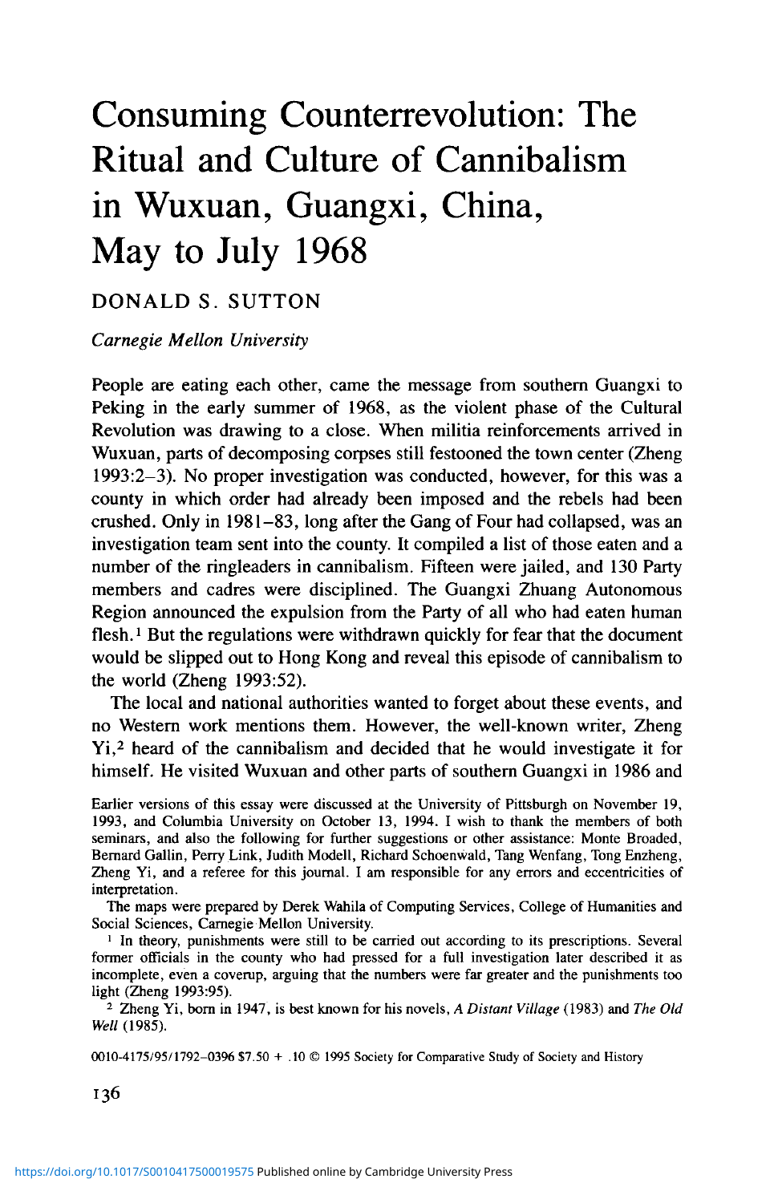# Consuming Counterrevolution: The Ritual and Culture of Cannibalism in Wuxuan, Guangxi, China, May to July 1968

DONALD S. SUTTON

*Carnegie Mellon University*

People are eating each other, came the message from southern Guangxi to Peking in the early summer of 1968, as the violent phase of the Cultural Revolution was drawing to a close. When militia reinforcements arrived in Wuxuan, parts of decomposing corpses still festooned the town center (Zheng 1993:2–3). No proper investigation was conducted, however, for this was a county in which order had already been imposed and the rebels had been crushed. Only in 1981–83, long after the Gang of Four had collapsed, was an investigation team sent into the county. It compiled a list of those eaten and a number of the ringleaders in cannibalism. Fifteen were jailed, and 130 Party members and cadres were disciplined. The Guangxi Zhuang Autonomous Region announced the expulsion from the Party of all who had eaten human flesh.[1] But the regulations were withdrawn quickly for fear that the document would be slipped out to Hong Kong and reveal this episode of cannibalism to the world (Zheng 1993:52).

The local and national authorities wanted to forget about these events, and no Western work mentions them. However, the well-known writer, Zheng Yi,[2] heard of the cannibalism and decided that he would investigate it for himself. He visited Wuxuan and other parts of southern Guangxi in 1986 and

Earlier versions of this essay were discussed at the University of Pittsburgh on November 19, 1993, and Columbia University on October 13, 1994. I wish to thank the members of both seminars, and also the following for further suggestions or other assistance: Monte Broaded, Bernard Gallin, Perry Link, Judith Modell, Richard Schoenwald, Tang Wenfang, Tong Enzheng, Zheng Yi, and a referee for this journal. I am responsible for any errors and eccentricities of interpretation.

The maps were prepared by Derek Wahila of Computing Services, College of Humanities and Social Sciences, Carnegie Mellon University.

[1] In theory, punishments were still to be carried out according to its prescriptions. Several former officials in the county who had pressed for a full investigation later described it as incomplete, even a coverup, arguing that the numbers were far greater and the punishments too light (Zheng 1993:95).

[2] Zheng Yi, born in 1947, is best known for his novels, *A Distant Village* (1983) and *The Old Well* (1985).

0010-4175/95/1792-0396 $7.50 + .10 © 1995 Society for Comparative Study of Society and History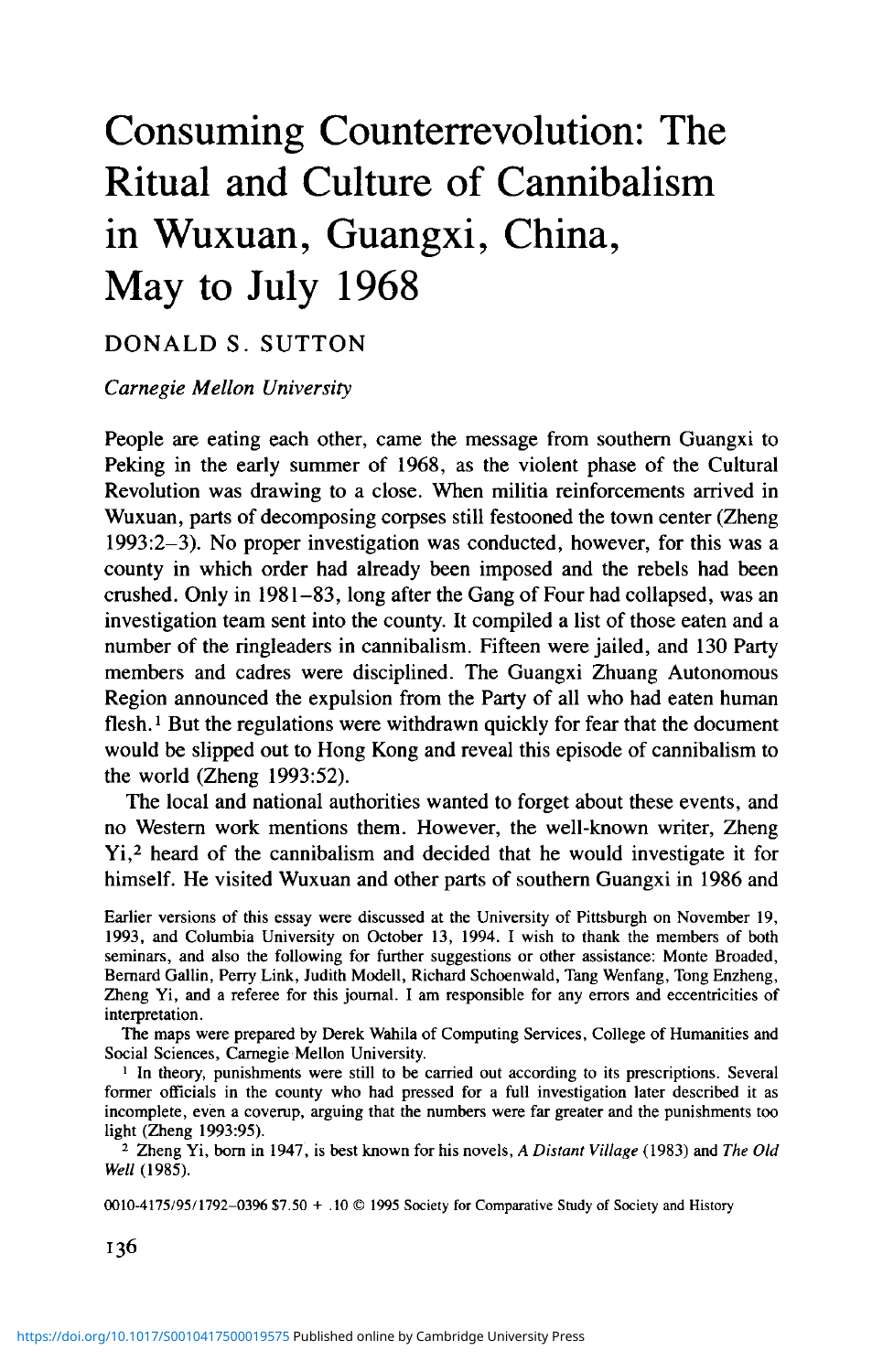# Consuming Counterrevolution: The Ritual and Culture of Cannibalism in Wuxuan, Guangxi, China, May to July 1968

DONALD S. SUTTON

*Carnegie Mellon University*

People are eating each other, came the message from southern Guangxi to Peking in the early summer of 1968, as the violent phase of the Cultural Revolution was drawing to a close. When militia reinforcements arrived in Wuxuan, parts of decomposing corpses still festooned the town center (Zheng 1993:2–3). No proper investigation was conducted, however, for this was a county in which order had already been imposed and the rebels had been crushed. Only in 1981–83, long after the Gang of Four had collapsed, was an investigation team sent into the county. It compiled a list of those eaten and a number of the ringleaders in cannibalism. Fifteen were jailed, and 130 Party members and cadres were disciplined. The Guangxi Zhuang Autonomous Region announced the expulsion from the Party of all who had eaten human flesh.[1] But the regulations were withdrawn quickly for fear that the document would be slipped out to Hong Kong and reveal this episode of cannibalism to the world (Zheng 1993:52).

The local and national authorities wanted to forget about these events, and no Western work mentions them. However, the well-known writer, Zheng Yi,[2] heard of the cannibalism and decided that he would investigate it for himself. He visited Wuxuan and other parts of southern Guangxi in 1986 and

Earlier versions of this essay were discussed at the University of Pittsburgh on November 19, 1993, and Columbia University on October 13, 1994. I wish to thank the members of both seminars, and also the following for further suggestions or other assistance: Monte Broaded, Bernard Gallin, Perry Link, Judith Modell, Richard Schoenwald, Tang Wenfang, Tong Enzheng, Zheng Yi, and a referee for this journal. I am responsible for any errors and eccentricities of interpretation.

The maps were prepared by Derek Wahila of Computing Services, College of Humanities and Social Sciences, Carnegie Mellon University.

[1] In theory, punishments were still to be carried out according to its prescriptions. Several former officials in the county who had pressed for a full investigation later described it as incomplete, even a coverup, arguing that the numbers were far greater and the punishments too light (Zheng 1993:95).

[2] Zheng Yi, born in 1947, is best known for his novels, *A Distant Village* (1983) and *The Old Well* (1985).

0010-4175/95/1792–0396 $7.50 + .10 © 1995 Society for Comparative Study of Society and History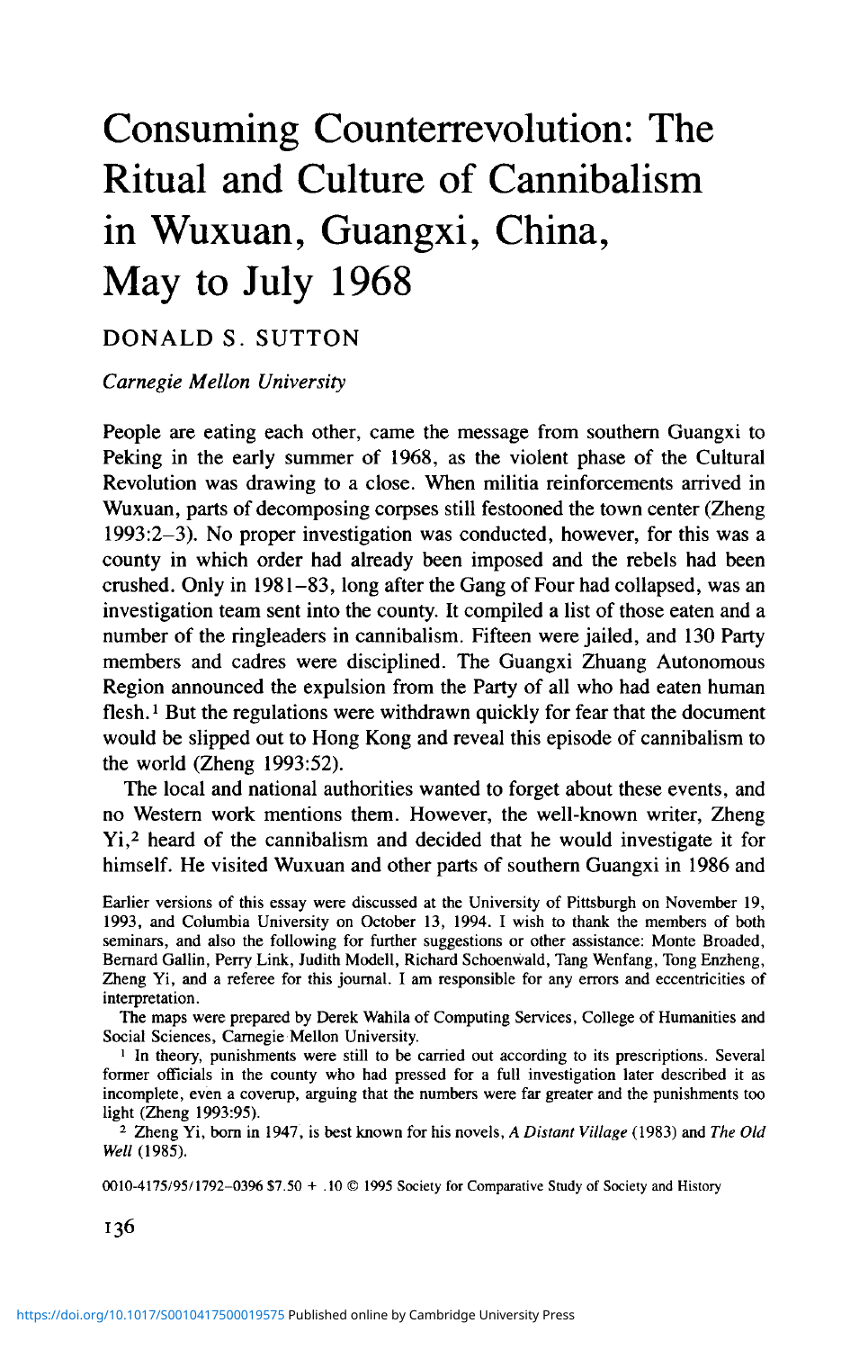# Consuming Counterrevolution: The Ritual and Culture of Cannibalism in Wuxuan, Guangxi, China, May to July 1968

DONALD S. SUTTON

*Carnegie Mellon University*

People are eating each other, came the message from southern Guangxi to Peking in the early summer of 1968, as the violent phase of the Cultural Revolution was drawing to a close. When militia reinforcements arrived in Wuxuan, parts of decomposing corpses still festooned the town center (Zheng 1993:2–3). No proper investigation was conducted, however, for this was a county in which order had already been imposed and the rebels had been crushed. Only in 1981–83, long after the Gang of Four had collapsed, was an investigation team sent into the county. It compiled a list of those eaten and a number of the ringleaders in cannibalism. Fifteen were jailed, and 130 Party members and cadres were disciplined. The Guangxi Zhuang Autonomous Region announced the expulsion from the Party of all who had eaten human flesh.[1] But the regulations were withdrawn quickly for fear that the document would be slipped out to Hong Kong and reveal this episode of cannibalism to the world (Zheng 1993:52).

The local and national authorities wanted to forget about these events, and no Western work mentions them. However, the well-known writer, Zheng Yi,[2] heard of the cannibalism and decided that he would investigate it for himself. He visited Wuxuan and other parts of southern Guangxi in 1986 and

Earlier versions of this essay were discussed at the University of Pittsburgh on November 19, 1993, and Columbia University on October 13, 1994. I wish to thank the members of both seminars, and also the following for further suggestions or other assistance: Monte Broaded, Bernard Gallin, Perry Link, Judith Modell, Richard Schoenwald, Tang Wenfang, Tong Enzheng, Zheng Yi, and a referee for this journal. I am responsible for any errors and eccentricities of interpretation.

The maps were prepared by Derek Wahila of Computing Services, College of Humanities and Social Sciences, Carnegie Mellon University.

[1] In theory, punishments were still to be carried out according to its prescriptions. Several former officials in the county who had pressed for a full investigation later described it as incomplete, even a coverup, arguing that the numbers were far greater and the punishments too light (Zheng 1993:95).

[2] Zheng Yi, born in 1947, is best known for his novels, *A Distant Village* (1983) and *The Old Well* (1985).

0010-4175/95/1792–0396 $7.50 + .10 © 1995 Society for Comparative Study of Society and History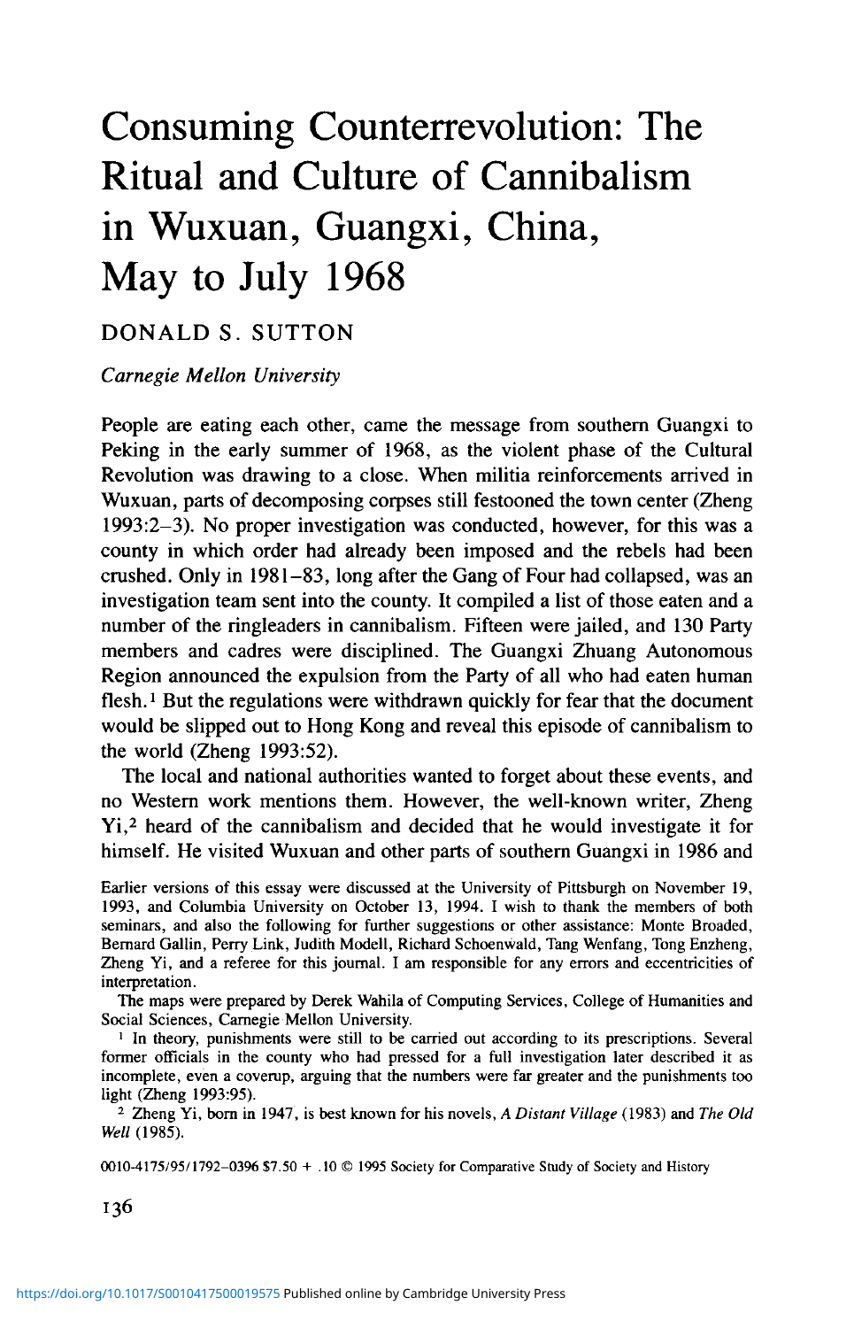# Consuming Counterrevolution: The Ritual and Culture of Cannibalism in Wuxuan, Guangxi, China, May to July 1968

DONALD S. SUTTON

*Carnegie Mellon University*

People are eating each other, came the message from southern Guangxi to Peking in the early summer of 1968, as the violent phase of the Cultural Revolution was drawing to a close. When militia reinforcements arrived in Wuxuan, parts of decomposing corpses still festooned the town center (Zheng 1993:2–3). No proper investigation was conducted, however, for this was a county in which order had already been imposed and the rebels had been crushed. Only in 1981–83, long after the Gang of Four had collapsed, was an investigation team sent into the county. It compiled a list of those eaten and a number of the ringleaders in cannibalism. Fifteen were jailed, and 130 Party members and cadres were disciplined. The Guangxi Zhuang Autonomous Region announced the expulsion from the Party of all who had eaten human flesh.[1] But the regulations were withdrawn quickly for fear that the document would be slipped out to Hong Kong and reveal this episode of cannibalism to the world (Zheng 1993:52).

The local and national authorities wanted to forget about these events, and no Western work mentions them. However, the well-known writer, Zheng Yi,[2] heard of the cannibalism and decided that he would investigate it for himself. He visited Wuxuan and other parts of southern Guangxi in 1986 and

Earlier versions of this essay were discussed at the University of Pittsburgh on November 19, 1993, and Columbia University on October 13, 1994. I wish to thank the members of both seminars, and also the following for further suggestions or other assistance: Monte Broaded, Bernard Gallin, Perry Link, Judith Modell, Richard Schoenwald, Tang Wenfang, Tong Enzheng, Zheng Yi, and a referee for this journal. I am responsible for any errors and eccentricities of interpretation.

The maps were prepared by Derek Wahila of Computing Services, College of Humanities and Social Sciences, Carnegie Mellon University.

[1] In theory, punishments were still to be carried out according to its prescriptions. Several former officials in the county who had pressed for a full investigation later described it as incomplete, even a coverup, arguing that the numbers were far greater and the punishments too light (Zheng 1993:95).

[2] Zheng Yi, born in 1947, is best known for his novels, *A Distant Village* (1983) and *The Old Well* (1985).

0010-4175/95/1792–0396 $7.50 + .10 © 1995 Society for Comparative Study of Society and History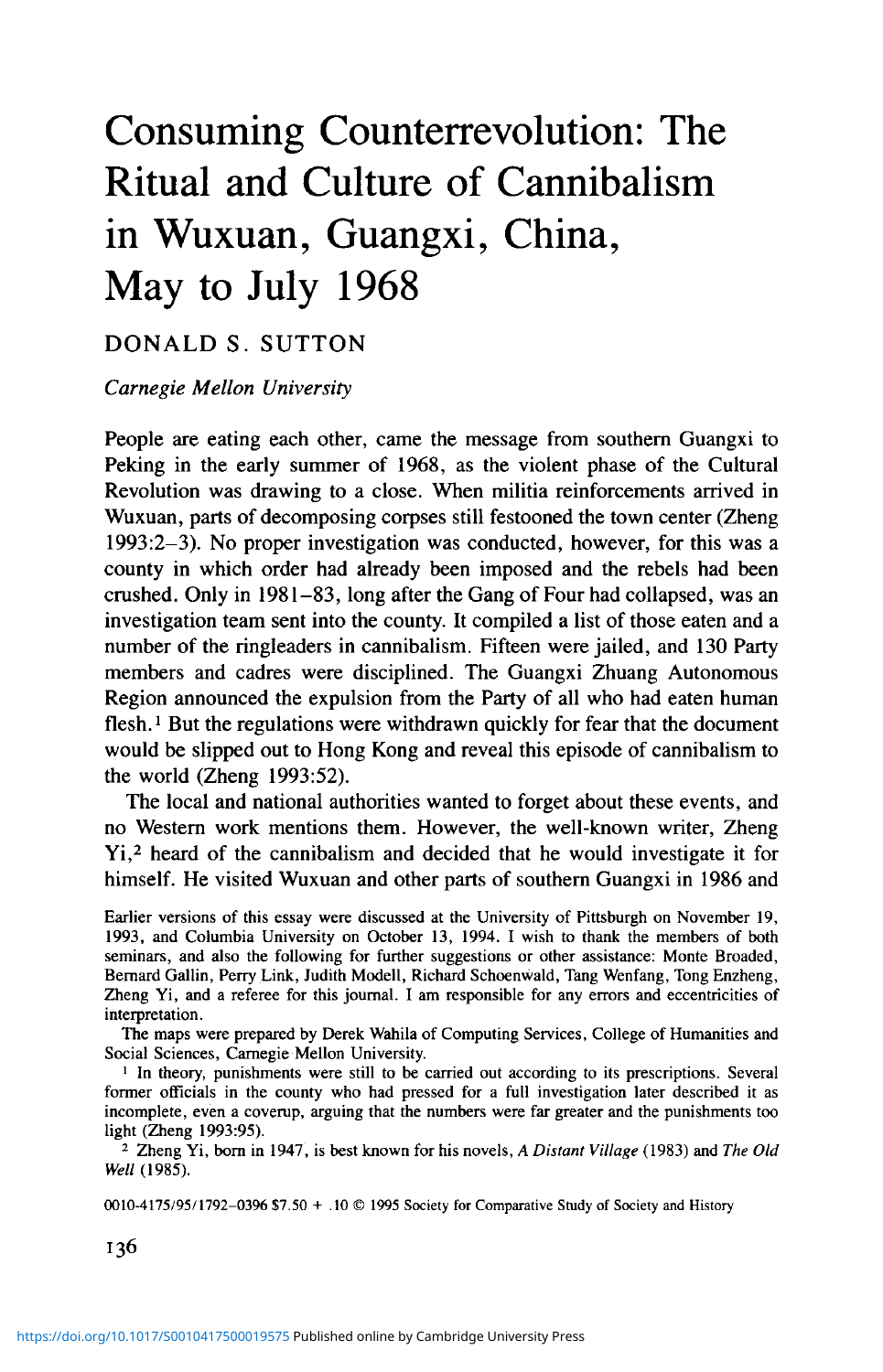# Consuming Counterrevolution: The Ritual and Culture of Cannibalism in Wuxuan, Guangxi, China, May to July 1968

DONALD S. SUTTON

*Carnegie Mellon University*

People are eating each other, came the message from southern Guangxi to Peking in the early summer of 1968, as the violent phase of the Cultural Revolution was drawing to a close. When militia reinforcements arrived in Wuxuan, parts of decomposing corpses still festooned the town center (Zheng 1993:2–3). No proper investigation was conducted, however, for this was a county in which order had already been imposed and the rebels had been crushed. Only in 1981–83, long after the Gang of Four had collapsed, was an investigation team sent into the county. It compiled a list of those eaten and a number of the ringleaders in cannibalism. Fifteen were jailed, and 130 Party members and cadres were disciplined. The Guangxi Zhuang Autonomous Region announced the expulsion from the Party of all who had eaten human flesh.[1] But the regulations were withdrawn quickly for fear that the document would be slipped out to Hong Kong and reveal this episode of cannibalism to the world (Zheng 1993:52).

The local and national authorities wanted to forget about these events, and no Western work mentions them. However, the well-known writer, Zheng Yi,[2] heard of the cannibalism and decided that he would investigate it for himself. He visited Wuxuan and other parts of southern Guangxi in 1986 and

Earlier versions of this essay were discussed at the University of Pittsburgh on November 19, 1993, and Columbia University on October 13, 1994. I wish to thank the members of both seminars, and also the following for further suggestions or other assistance: Monte Broaded, Bernard Gallin, Perry Link, Judith Modell, Richard Schoenwald, Tang Wenfang, Tong Enzheng, Zheng Yi, and a referee for this journal. I am responsible for any errors and eccentricities of interpretation.

The maps were prepared by Derek Wahila of Computing Services, College of Humanities and Social Sciences, Carnegie Mellon University.

[1] In theory, punishments were still to be carried out according to its prescriptions. Several former officials in the county who had pressed for a full investigation later described it as incomplete, even a coverup, arguing that the numbers were far greater and the punishments too light (Zheng 1993:95).

[2] Zheng Yi, born in 1947, is best known for his novels, *A Distant Village* (1983) and *The Old Well* (1985).

0010-4175/95/1792–0396 $7.50 + .10 © 1995 Society for Comparative Study of Society and History

https://doi.org/10.1017/S0010417500019575 Published online by Cambridge University Press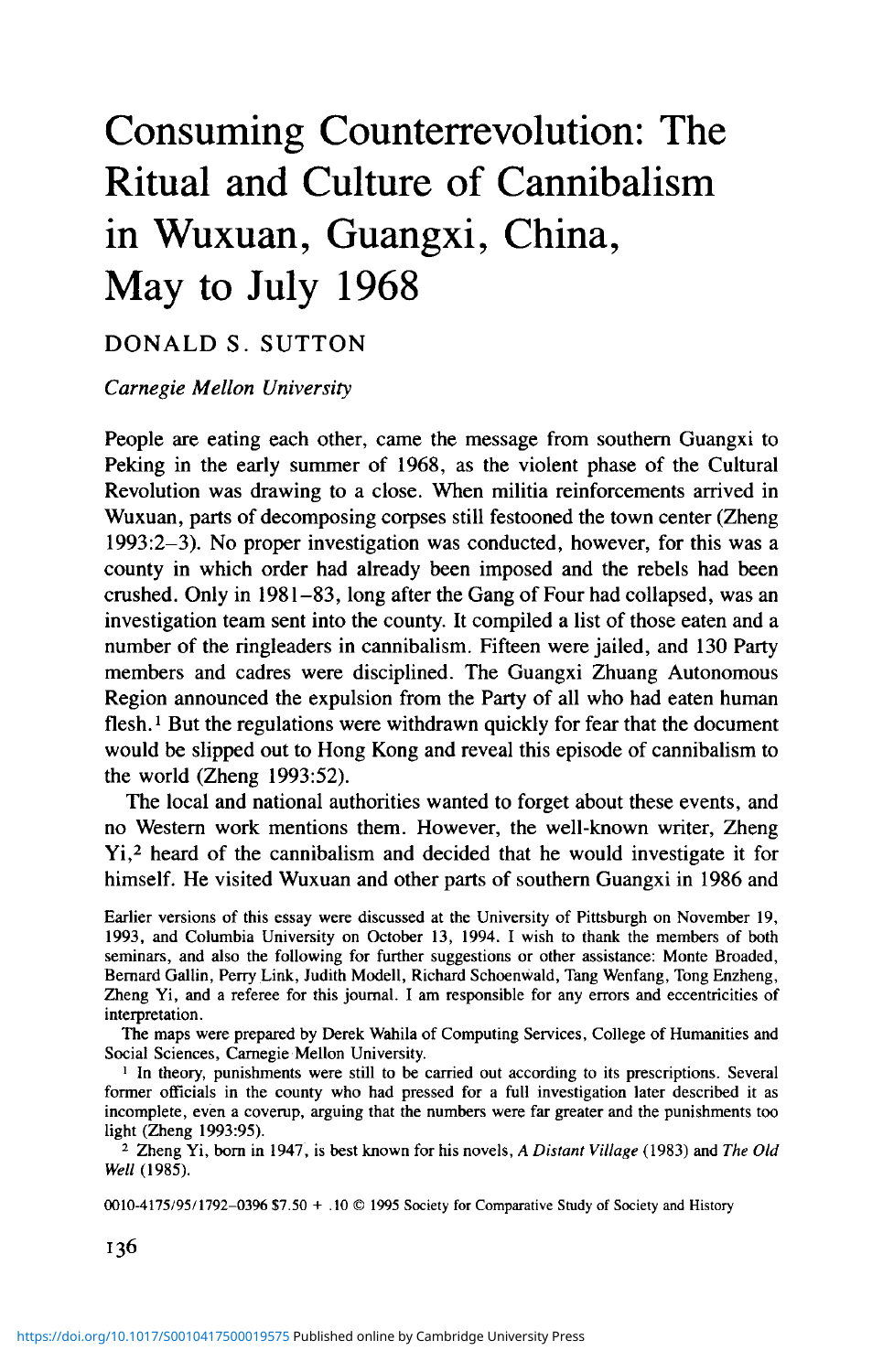# Consuming Counterrevolution: The Ritual and Culture of Cannibalism in Wuxuan, Guangxi, China, May to July 1968

DONALD S. SUTTON

*Carnegie Mellon University*

People are eating each other, came the message from southern Guangxi to Peking in the early summer of 1968, as the violent phase of the Cultural Revolution was drawing to a close. When militia reinforcements arrived in Wuxuan, parts of decomposing corpses still festooned the town center (Zheng 1993:2–3). No proper investigation was conducted, however, for this was a county in which order had already been imposed and the rebels had been crushed. Only in 1981–83, long after the Gang of Four had collapsed, was an investigation team sent into the county. It compiled a list of those eaten and a number of the ringleaders in cannibalism. Fifteen were jailed, and 130 Party members and cadres were disciplined. The Guangxi Zhuang Autonomous Region announced the expulsion from the Party of all who had eaten human flesh.[1] But the regulations were withdrawn quickly for fear that the document would be slipped out to Hong Kong and reveal this episode of cannibalism to the world (Zheng 1993:52).

The local and national authorities wanted to forget about these events, and no Western work mentions them. However, the well-known writer, Zheng Yi,[2] heard of the cannibalism and decided that he would investigate it for himself. He visited Wuxuan and other parts of southern Guangxi in 1986 and

Earlier versions of this essay were discussed at the University of Pittsburgh on November 19, 1993, and Columbia University on October 13, 1994. I wish to thank the members of both seminars, and also the following for further suggestions or other assistance: Monte Broaded, Bernard Gallin, Perry Link, Judith Modell, Richard Schoenwald, Tang Wenfang, Tong Enzheng, Zheng Yi, and a referee for this journal. I am responsible for any errors and eccentricities of interpretation.

The maps were prepared by Derek Wahila of Computing Services, College of Humanities and Social Sciences, Carnegie Mellon University.

[1] In theory, punishments were still to be carried out according to its prescriptions. Several former officials in the county who had pressed for a full investigation later described it as incomplete, even a coverup, arguing that the numbers were far greater and the punishments too light (Zheng 1993:95).

[2] Zheng Yi, born in 1947, is best known for his novels, *A Distant Village* (1983) and *The Old Well* (1985).

0010-4175/95/1792–0396 $7.50 + .10 © 1995 Society for Comparative Study of Society and History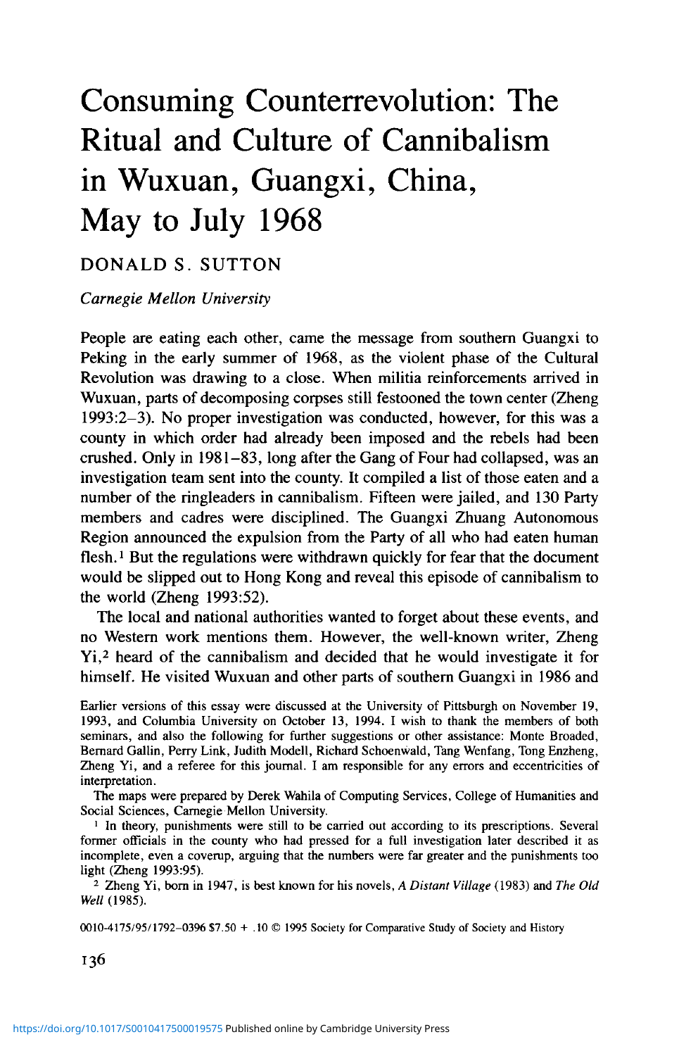# Consuming Counterrevolution: The Ritual and Culture of Cannibalism in Wuxuan, Guangxi, China, May to July 1968

DONALD S. SUTTON

*Carnegie Mellon University*

People are eating each other, came the message from southern Guangxi to Peking in the early summer of 1968, as the violent phase of the Cultural Revolution was drawing to a close. When militia reinforcements arrived in Wuxuan, parts of decomposing corpses still festooned the town center (Zheng 1993:2–3). No proper investigation was conducted, however, for this was a county in which order had already been imposed and the rebels had been crushed. Only in 1981–83, long after the Gang of Four had collapsed, was an investigation team sent into the county. It compiled a list of those eaten and a number of the ringleaders in cannibalism. Fifteen were jailed, and 130 Party members and cadres were disciplined. The Guangxi Zhuang Autonomous Region announced the expulsion from the Party of all who had eaten human flesh.[1] But the regulations were withdrawn quickly for fear that the document would be slipped out to Hong Kong and reveal this episode of cannibalism to the world (Zheng 1993:52).

The local and national authorities wanted to forget about these events, and no Western work mentions them. However, the well-known writer, Zheng Yi,[2] heard of the cannibalism and decided that he would investigate it for himself. He visited Wuxuan and other parts of southern Guangxi in 1986 and

Earlier versions of this essay were discussed at the University of Pittsburgh on November 19, 1993, and Columbia University on October 13, 1994. I wish to thank the members of both seminars, and also the following for further suggestions or other assistance: Monte Broaded, Bernard Gallin, Perry Link, Judith Modell, Richard Schoenwald, Tang Wenfang, Tong Enzheng, Zheng Yi, and a referee for this journal. I am responsible for any errors and eccentricities of interpretation.

The maps were prepared by Derek Wahila of Computing Services, College of Humanities and Social Sciences, Carnegie Mellon University.

[1] In theory, punishments were still to be carried out according to its prescriptions. Several former officials in the county who had pressed for a full investigation later described it as incomplete, even a coverup, arguing that the numbers were far greater and the punishments too light (Zheng 1993:95).

[2] Zheng Yi, born in 1947, is best known for his novels, *A Distant Village* (1983) and *The Old Well* (1985).

0010-4175/95/1792–0396 $7.50 + .10 © 1995 Society for Comparative Study of Society and History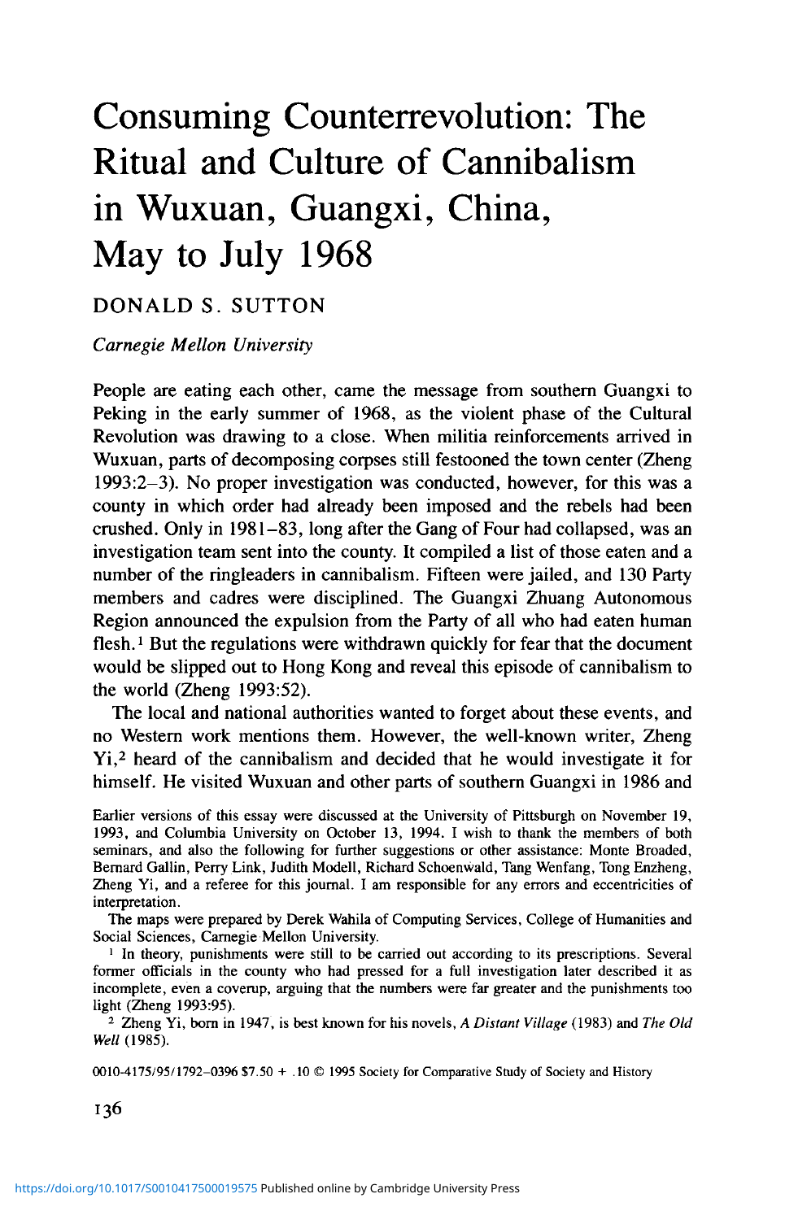# Consuming Counterrevolution: The Ritual and Culture of Cannibalism in Wuxuan, Guangxi, China, May to July 1968

DONALD S. SUTTON

*Carnegie Mellon University*

People are eating each other, came the message from southern Guangxi to Peking in the early summer of 1968, as the violent phase of the Cultural Revolution was drawing to a close. When militia reinforcements arrived in Wuxuan, parts of decomposing corpses still festooned the town center (Zheng 1993:2–3). No proper investigation was conducted, however, for this was a county in which order had already been imposed and the rebels had been crushed. Only in 1981–83, long after the Gang of Four had collapsed, was an investigation team sent into the county. It compiled a list of those eaten and a number of the ringleaders in cannibalism. Fifteen were jailed, and 130 Party members and cadres were disciplined. The Guangxi Zhuang Autonomous Region announced the expulsion from the Party of all who had eaten human flesh.[1] But the regulations were withdrawn quickly for fear that the document would be slipped out to Hong Kong and reveal this episode of cannibalism to the world (Zheng 1993:52).

The local and national authorities wanted to forget about these events, and no Western work mentions them. However, the well-known writer, Zheng Yi,[2] heard of the cannibalism and decided that he would investigate it for himself. He visited Wuxuan and other parts of southern Guangxi in 1986 and

Earlier versions of this essay were discussed at the University of Pittsburgh on November 19, 1993, and Columbia University on October 13, 1994. I wish to thank the members of both seminars, and also the following for further suggestions or other assistance: Monte Broaded, Bernard Gallin, Perry Link, Judith Modell, Richard Schoenwald, Tang Wenfang, Tong Enzheng, Zheng Yi, and a referee for this journal. I am responsible for any errors and eccentricities of interpretation.

The maps were prepared by Derek Wahila of Computing Services, College of Humanities and Social Sciences, Carnegie Mellon University.

[1] In theory, punishments were still to be carried out according to its prescriptions. Several former officials in the county who had pressed for a full investigation later described it as incomplete, even a coverup, arguing that the numbers were far greater and the punishments too light (Zheng 1993:95).

[2] Zheng Yi, born in 1947, is best known for his novels, *A Distant Village* (1983) and *The Old Well* (1985).

0010-4175/95/1792–0396 $7.50 + .10 © 1995 Society for Comparative Study of Society and History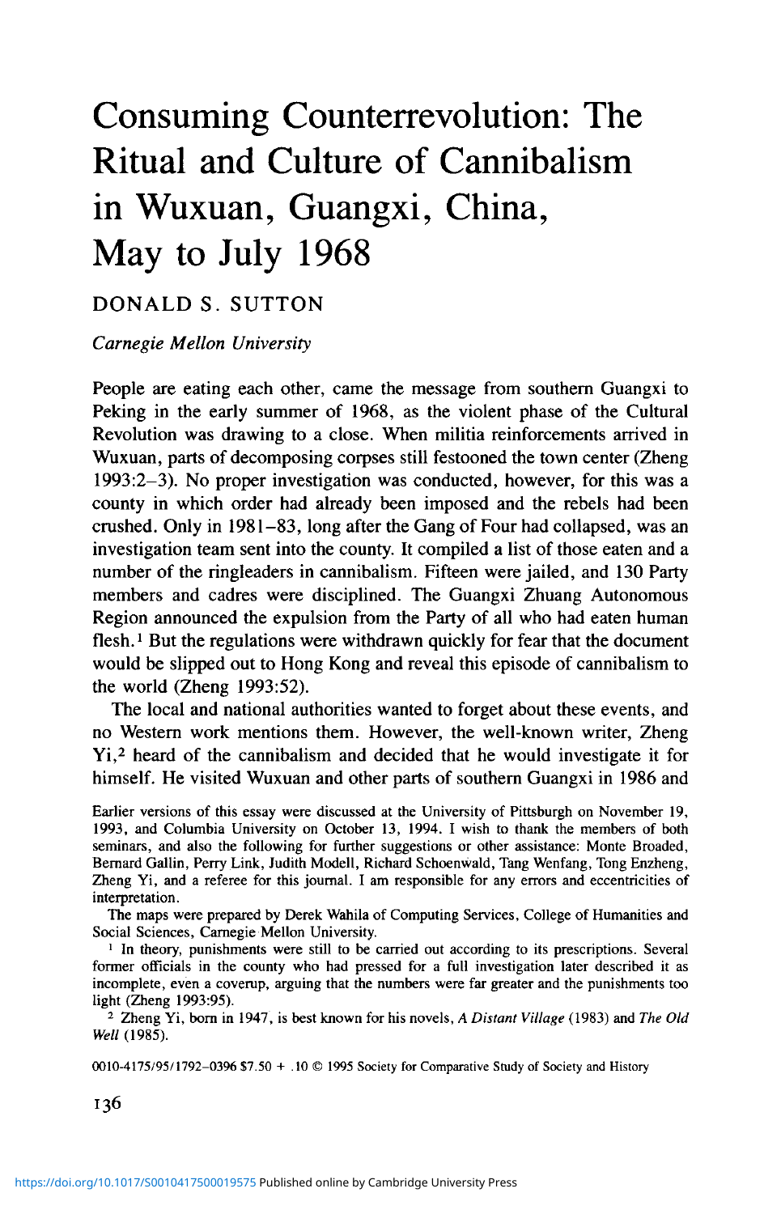# Consuming Counterrevolution: The Ritual and Culture of Cannibalism in Wuxuan, Guangxi, China, May to July 1968

DONALD S. SUTTON

*Carnegie Mellon University*

People are eating each other, came the message from southern Guangxi to Peking in the early summer of 1968, as the violent phase of the Cultural Revolution was drawing to a close. When militia reinforcements arrived in Wuxuan, parts of decomposing corpses still festooned the town center (Zheng 1993:2–3). No proper investigation was conducted, however, for this was a county in which order had already been imposed and the rebels had been crushed. Only in 1981–83, long after the Gang of Four had collapsed, was an investigation team sent into the county. It compiled a list of those eaten and a number of the ringleaders in cannibalism. Fifteen were jailed, and 130 Party members and cadres were disciplined. The Guangxi Zhuang Autonomous Region announced the expulsion from the Party of all who had eaten human flesh.[1] But the regulations were withdrawn quickly for fear that the document would be slipped out to Hong Kong and reveal this episode of cannibalism to the world (Zheng 1993:52).

The local and national authorities wanted to forget about these events, and no Western work mentions them. However, the well-known writer, Zheng Yi,[2] heard of the cannibalism and decided that he would investigate it for himself. He visited Wuxuan and other parts of southern Guangxi in 1986 and

Earlier versions of this essay were discussed at the University of Pittsburgh on November 19, 1993, and Columbia University on October 13, 1994. I wish to thank the members of both seminars, and also the following for further suggestions or other assistance: Monte Broaded, Bernard Gallin, Perry Link, Judith Modell, Richard Schoenwald, Tang Wenfang, Tong Enzheng, Zheng Yi, and a referee for this journal. I am responsible for any errors and eccentricities of interpretation.

The maps were prepared by Derek Wahila of Computing Services, College of Humanities and Social Sciences, Carnegie Mellon University.

[1] In theory, punishments were still to be carried out according to its prescriptions. Several former officials in the county who had pressed for a full investigation later described it as incomplete, even a coverup, arguing that the numbers were far greater and the punishments too light (Zheng 1993:95).

[2] Zheng Yi, born in 1947, is best known for his novels, *A Distant Village* (1983) and *The Old Well* (1985).

0010-4175/95/1792–0396 $7.50 + .10 © 1995 Society for Comparative Study of Society and History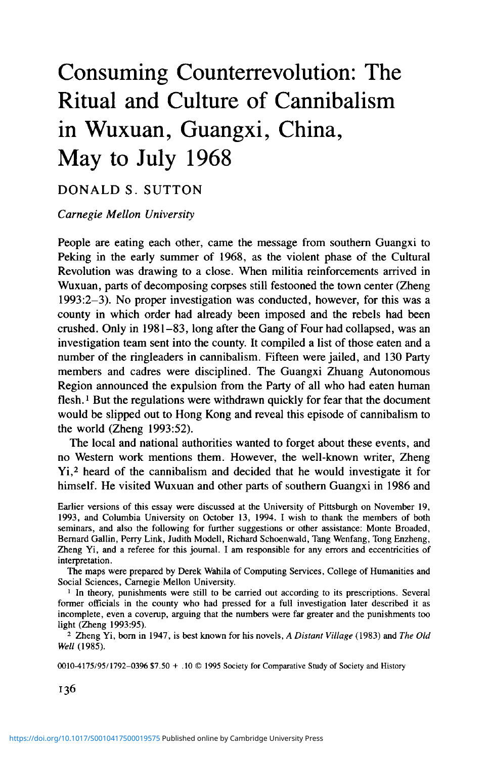# Consuming Counterrevolution: The Ritual and Culture of Cannibalism in Wuxuan, Guangxi, China, May to July 1968

DONALD S. SUTTON

*Carnegie Mellon University*

People are eating each other, came the message from southern Guangxi to Peking in the early summer of 1968, as the violent phase of the Cultural Revolution was drawing to a close. When militia reinforcements arrived in Wuxuan, parts of decomposing corpses still festooned the town center (Zheng 1993:2–3). No proper investigation was conducted, however, for this was a county in which order had already been imposed and the rebels had been crushed. Only in 1981–83, long after the Gang of Four had collapsed, was an investigation team sent into the county. It compiled a list of those eaten and a number of the ringleaders in cannibalism. Fifteen were jailed, and 130 Party members and cadres were disciplined. The Guangxi Zhuang Autonomous Region announced the expulsion from the Party of all who had eaten human flesh.[1] But the regulations were withdrawn quickly for fear that the document would be slipped out to Hong Kong and reveal this episode of cannibalism to the world (Zheng 1993:52).

The local and national authorities wanted to forget about these events, and no Western work mentions them. However, the well-known writer, Zheng Yi,[2] heard of the cannibalism and decided that he would investigate it for himself. He visited Wuxuan and other parts of southern Guangxi in 1986 and

Earlier versions of this essay were discussed at the University of Pittsburgh on November 19, 1993, and Columbia University on October 13, 1994. I wish to thank the members of both seminars, and also the following for further suggestions or other assistance: Monte Broaded, Bernard Gallin, Perry Link, Judith Modell, Richard Schoenwald, Tang Wenfang, Tong Enzheng, Zheng Yi, and a referee for this journal. I am responsible for any errors and eccentricities of interpretation.

The maps were prepared by Derek Wahila of Computing Services, College of Humanities and Social Sciences, Carnegie Mellon University.

[1] In theory, punishments were still to be carried out according to its prescriptions. Several former officials in the county who had pressed for a full investigation later described it as incomplete, even a coverup, arguing that the numbers were far greater and the punishments too light (Zheng 1993:95).

[2] Zheng Yi, born in 1947, is best known for his novels, *A Distant Village* (1983) and *The Old Well* (1985).

0010-4175/95/1792-0396 $7.50 + .10 © 1995 Society for Comparative Study of Society and History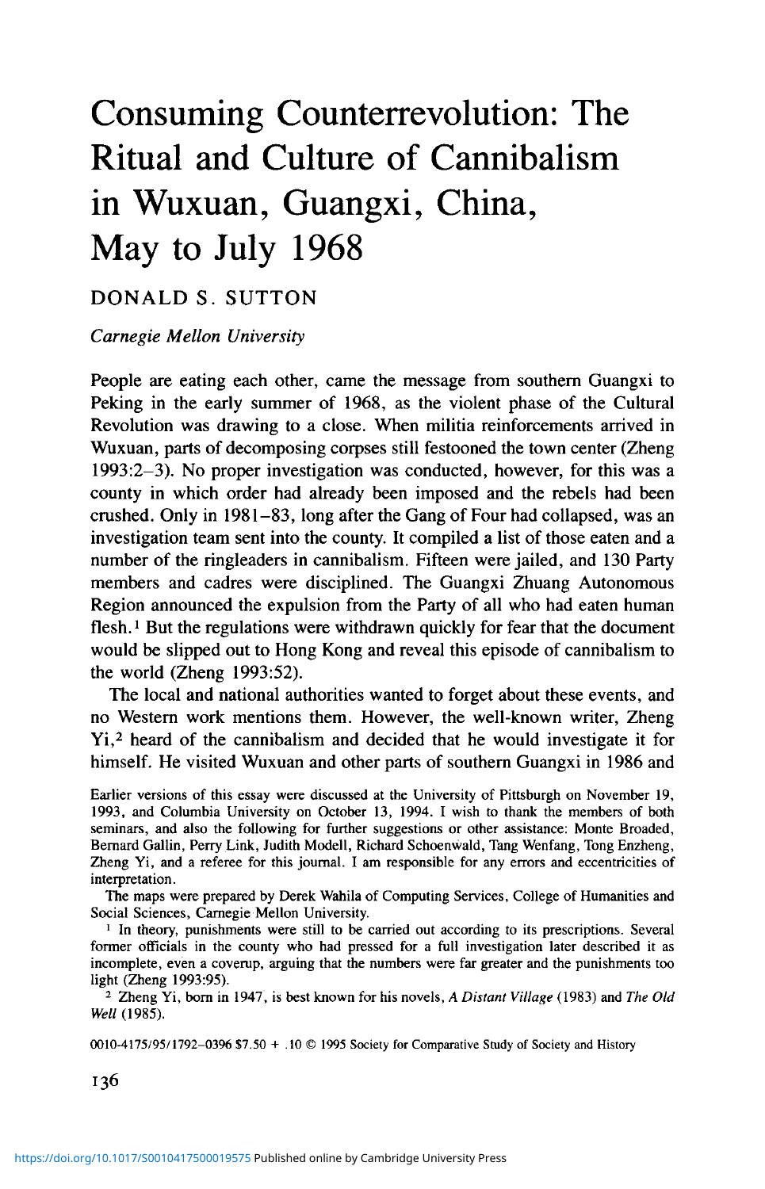# Consuming Counterrevolution: The Ritual and Culture of Cannibalism in Wuxuan, Guangxi, China, May to July 1968

DONALD S. SUTTON

*Carnegie Mellon University*

People are eating each other, came the message from southern Guangxi to Peking in the early summer of 1968, as the violent phase of the Cultural Revolution was drawing to a close. When militia reinforcements arrived in Wuxuan, parts of decomposing corpses still festooned the town center (Zheng 1993:2–3). No proper investigation was conducted, however, for this was a county in which order had already been imposed and the rebels had been crushed. Only in 1981–83, long after the Gang of Four had collapsed, was an investigation team sent into the county. It compiled a list of those eaten and a number of the ringleaders in cannibalism. Fifteen were jailed, and 130 Party members and cadres were disciplined. The Guangxi Zhuang Autonomous Region announced the expulsion from the Party of all who had eaten human flesh.[1] But the regulations were withdrawn quickly for fear that the document would be slipped out to Hong Kong and reveal this episode of cannibalism to the world (Zheng 1993:52).

The local and national authorities wanted to forget about these events, and no Western work mentions them. However, the well-known writer, Zheng Yi,[2] heard of the cannibalism and decided that he would investigate it for himself. He visited Wuxuan and other parts of southern Guangxi in 1986 and

Earlier versions of this essay were discussed at the University of Pittsburgh on November 19, 1993, and Columbia University on October 13, 1994. I wish to thank the members of both seminars, and also the following for further suggestions or other assistance: Monte Broaded, Bernard Gallin, Perry Link, Judith Modell, Richard Schoenwald, Tang Wenfang, Tong Enzheng, Zheng Yi, and a referee for this journal. I am responsible for any errors and eccentricities of interpretation.

The maps were prepared by Derek Wahila of Computing Services, College of Humanities and Social Sciences, Carnegie Mellon University.

[1] In theory, punishments were still to be carried out according to its prescriptions. Several former officials in the county who had pressed for a full investigation later described it as incomplete, even a coverup, arguing that the numbers were far greater and the punishments too light (Zheng 1993:95).

[2] Zheng Yi, born in 1947, is best known for his novels, *A Distant Village* (1983) and *The Old Well* (1985).

0010-4175/95/1792–0396 $7.50 + .10 © 1995 Society for Comparative Study of Society and History